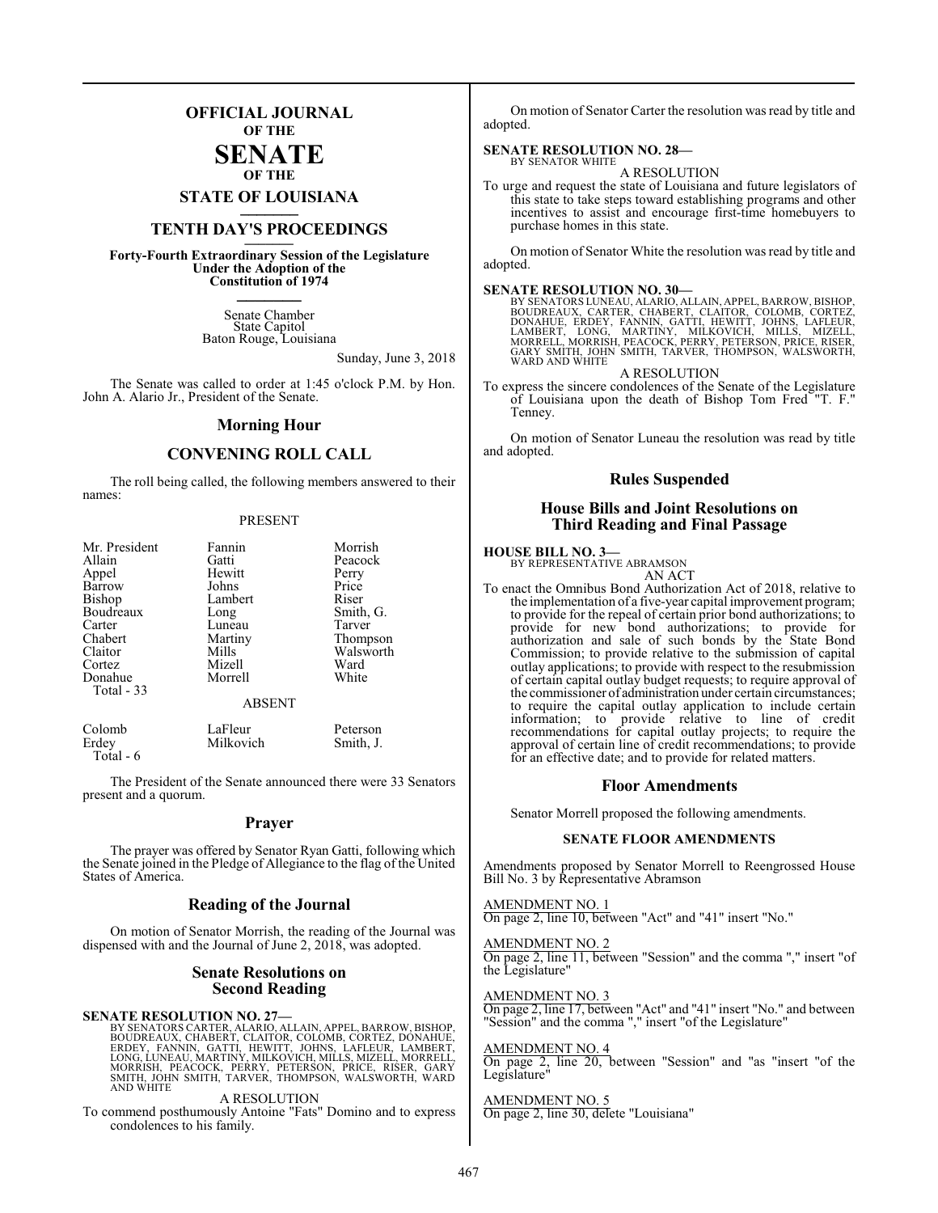# OFFICIAL JOURNAL OF THE SENATE OF THE STATE OF LOUISIANA

## TENTH DAY'S PROCEEDINGS

**Forty-Fourth Extraordinary Session of the Legislature Under the Adoption of the Constitution of 1974**

Senate Chamber
State Capitol
Baton Rouge, Louisiana

Sunday, June 3, 2018

The Senate was called to order at 1:45 o'clock P.M. by Hon. John A. Alario Jr., President of the Senate.

## Morning Hour

## CONVENING ROLL CALL

The roll being called, the following members answered to their names:

PRESENT

| | | |
|---|---|---|
| Mr. President | Fannin | Morrish |
| Allain | Gatti | Peacock |
| Appel | Hewitt | Perry |
| Barrow | Johns | Price |
| Bishop | Lambert | Riser |
| Boudreaux | Long | Smith, G. |
| Carter | Luneau | Tarver |
| Chabert | Martiny | Thompson |
| Claitor | Mills | Walsworth |
| Cortez | Mizell | Ward |
| Donahue | Morrell | White |
| Total - 33 | | |

ABSENT

| | | |
|---|---|---|
| Colomb | LaFleur | Peterson |
| Erdey | Milkovich | Smith, J. |
| Total - 6 | | |

The President of the Senate announced there were 33 Senators present and a quorum.

## Prayer

The prayer was offered by Senator Ryan Gatti, following which the Senate joined in the Pledge of Allegiance to the flag of the United States of America.

## Reading of the Journal

On motion of Senator Morrish, the reading of the Journal was dispensed with and the Journal of June 2, 2018, was adopted.

## Senate Resolutions on Second Reading

**SENATE RESOLUTION NO. 27—**
BY SENATORS CARTER, ALARIO, ALLAIN, APPEL, BARROW, BISHOP, BOUDREAUX, CHABERT, CLAITOR, COLOMB, CORTEZ, DONAHUE, ERDEY, FANNIN, GATTI, HEWITT, JOHNS, LAFLEUR, LAMBERT, LONG, LUNEAU, MARTINY, MILKOVICH, MILLS, MIZELL, MORRELL, MORRISH, PEACOCK, PERRY, PETERSON, PRICE, RISER, GARY SMITH, JOHN SMITH, TARVER, THOMPSON, WALSWORTH, WARD AND WHITE

A RESOLUTION

To commend posthumously Antoine "Fats" Domino and to express condolences to his family.

On motion of Senator Carter the resolution was read by title and adopted.

**SENATE RESOLUTION NO. 28—**
BY SENATOR WHITE

A RESOLUTION

To urge and request the state of Louisiana and future legislators of this state to take steps toward establishing programs and other incentives to assist and encourage first-time homebuyers to purchase homes in this state.

On motion of Senator White the resolution was read by title and adopted.

**SENATE RESOLUTION NO. 30—**
BY SENATORS LUNEAU, ALARIO, ALLAIN, APPEL, BARROW, BISHOP, BOUDREAUX, CARTER, CHABERT, CLAITOR, COLOMB, CORTEZ, DONAHUE, ERDEY, FANNIN, GATTI, HEWITT, JOHNS, LAFLEUR, LAMBERT, LONG, MARTINY, MILKOVICH, MILLS, MIZELL, MORRELL, MORRISH, PEACOCK, PERRY, PETERSON, PRICE, RISER, GARY SMITH, JOHN SMITH, TARVER, THOMPSON, WALSWORTH, WARD AND WHITE

A RESOLUTION

To express the sincere condolences of the Senate of the Legislature of Louisiana upon the death of Bishop Tom Fred "T. F." Tenney.

On motion of Senator Luneau the resolution was read by title and adopted.

## Rules Suspended

## House Bills and Joint Resolutions on Third Reading and Final Passage

**HOUSE BILL NO. 3—**
BY REPRESENTATIVE ABRAMSON

AN ACT

To enact the Omnibus Bond Authorization Act of 2018, relative to the implementation of a five-year capital improvement program; to provide for the repeal of certain prior bond authorizations; to provide for new bond authorizations; to provide for authorization and sale of such bonds by the State Bond Commission; to provide relative to the submission of capital outlay applications; to provide with respect to the resubmission of certain capital outlay budget requests; to require approval of the commissioner of administration under certain circumstances; to require the capital outlay application to include certain information; to provide relative to line of credit recommendations for capital outlay projects; to require the approval of certain line of credit recommendations; to provide for an effective date; and to provide for related matters.

## Floor Amendments

Senator Morrell proposed the following amendments.

### SENATE FLOOR AMENDMENTS

Amendments proposed by Senator Morrell to Reengrossed House Bill No. 3 by Representative Abramson

AMENDMENT NO. 1
On page 2, line 10, between "Act" and "41" insert "No."

AMENDMENT NO. 2
On page 2, line 11, between "Session" and the comma "," insert "of the Legislature"

AMENDMENT NO. 3
On page 2, line 17, between "Act" and "41" insert "No." and between "Session" and the comma "," insert "of the Legislature"

AMENDMENT NO. 4
On page 2, line 20, between "Session" and "as "insert "of the Legislature"

AMENDMENT NO. 5
On page 2, line 30, delete "Louisiana"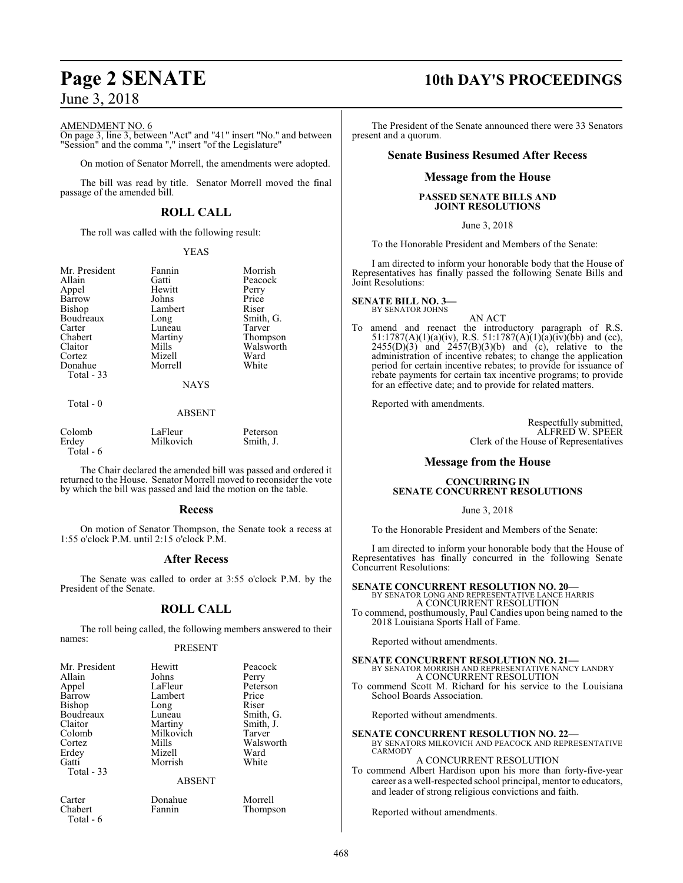AMENDMENT NO. 6

On page 3, line 3, between "Act" and "41" insert "No." and between "Session" and the comma "," insert "of the Legislature"

On motion of Senator Morrell, the amendments were adopted.

The bill was read by title. Senator Morrell moved the final passage of the amended bill.

## ROLL CALL

The roll was called with the following result:

YEAS

| | | |
|---|---|---|
| Mr. President | Fannin | Morrish |
| Allain | Gatti | Peacock |
| Appel | Hewitt | Perry |
| Barrow | Johns | Price |
| Bishop | Lambert | Riser |
| Boudreaux | Long | Smith, G. |
| Carter | Luneau | Tarver |
| Chabert | Martiny | Thompson |
| Claitor | Mills | Walsworth |
| Cortez | Mizell | Ward |
| Donahue | Morrell | White |

Total - 33

NAYS

Total - 0

ABSENT

| | | |
|---|---|---|
| Colomb | LaFleur | Peterson |
| Erdey | Milkovich | Smith, J. |

Total - 6

The Chair declared the amended bill was passed and ordered it returned to the House. Senator Morrell moved to reconsider the vote by which the bill was passed and laid the motion on the table.

## Recess

On motion of Senator Thompson, the Senate took a recess at 1:55 o'clock P.M. until 2:15 o'clock P.M.

## After Recess

The Senate was called to order at 3:55 o'clock P.M. by the President of the Senate.

## ROLL CALL

The roll being called, the following members answered to their names:

PRESENT

| | | |
|---|---|---|
| Mr. President | Hewitt | Peacock |
| Allain | Johns | Perry |
| Appel | LaFleur | Peterson |
| Barrow | Lambert | Price |
| Bishop | Long | Riser |
| Boudreaux | Luneau | Smith, G. |
| Claitor | Martiny | Smith, J. |
| Colomb | Milkovich | Tarver |
| Cortez | Mills | Walsworth |
| Erdey | Mizell | Ward |
| Gatti | Morrish | White |

Total - 33

ABSENT

| | | |
|---|---|---|
| Carter | Donahue | Morrell |
| Chabert | Fannin | Thompson |

Total - 6

The President of the Senate announced there were 33 Senators present and a quorum.

## Senate Business Resumed After Recess

## Message from the House

**PASSED SENATE BILLS AND JOINT RESOLUTIONS**

June 3, 2018

To the Honorable President and Members of the Senate:

I am directed to inform your honorable body that the House of Representatives has finally passed the following Senate Bills and Joint Resolutions:

**SENATE BILL NO. 3—**
BY SENATOR JOHNS

AN ACT

To amend and reenact the introductory paragraph of R.S. 51:1787(A)(1)(a)(iv), R.S. 51:1787(A)(1)(a)(iv)(bb) and (cc), 2455(D)(3) and 2457(B)(3)(b) and (c), relative to the administration of incentive rebates; to change the application period for certain incentive rebates; to provide for issuance of rebate payments for certain tax incentive programs; to provide for an effective date; and to provide for related matters.

Reported with amendments.

Respectfully submitted,
ALFRED W. SPEER
Clerk of the House of Representatives

## Message from the House

**CONCURRING IN SENATE CONCURRENT RESOLUTIONS**

June 3, 2018

To the Honorable President and Members of the Senate:

I am directed to inform your honorable body that the House of Representatives has finally concurred in the following Senate Concurrent Resolutions:

**SENATE CONCURRENT RESOLUTION NO. 20—**
BY SENATOR LONG AND REPRESENTATIVE LANCE HARRIS

A CONCURRENT RESOLUTION

To commend, posthumously, Paul Candies upon being named to the 2018 Louisiana Sports Hall of Fame.

Reported without amendments.

**SENATE CONCURRENT RESOLUTION NO. 21—**
BY SENATOR MORRISH AND REPRESENTATIVE NANCY LANDRY

A CONCURRENT RESOLUTION

To commend Scott M. Richard for his service to the Louisiana School Boards Association.

Reported without amendments.

**SENATE CONCURRENT RESOLUTION NO. 22—**
BY SENATORS MILKOVICH AND PEACOCK AND REPRESENTATIVE CARMODY

A CONCURRENT RESOLUTION

To commend Albert Hardison upon his more than forty-five-year career as a well-respected school principal, mentor to educators, and leader of strong religious convictions and faith.

Reported without amendments.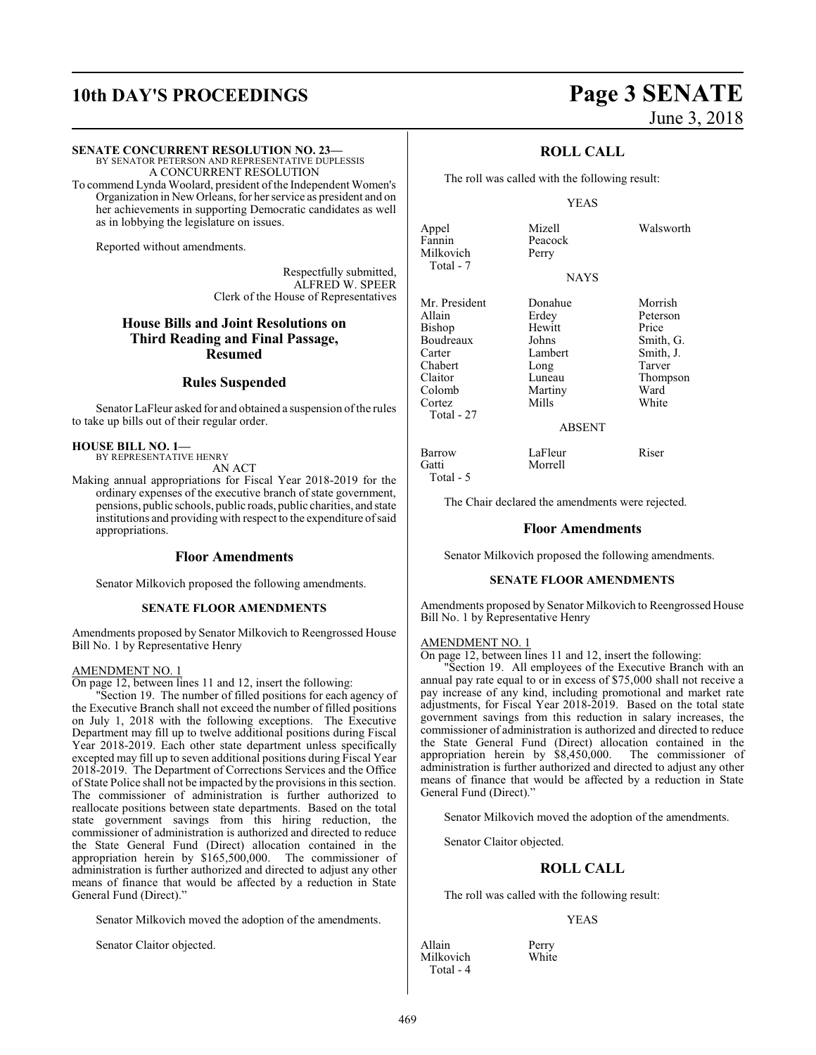**SENATE CONCURRENT RESOLUTION NO. 23—**
BY SENATOR PETERSON AND REPRESENTATIVE DUPLESSIS
A CONCURRENT RESOLUTION

To commend Lynda Woolard, president of the Independent Women's Organization in New Orleans, for her service as president and on her achievements in supporting Democratic candidates as well as in lobbying the legislature on issues.

Reported without amendments.

Respectfully submitted,
ALFRED W. SPEER
Clerk of the House of Representatives

## House Bills and Joint Resolutions on Third Reading and Final Passage, Resumed

## Rules Suspended

Senator LaFleur asked for and obtained a suspension of the rules to take up bills out of their regular order.

**HOUSE BILL NO. 1—**
BY REPRESENTATIVE HENRY
AN ACT

Making annual appropriations for Fiscal Year 2018-2019 for the ordinary expenses of the executive branch of state government, pensions, public schools, public roads, public charities, and state institutions and providing with respect to the expenditure of said appropriations.

## Floor Amendments

Senator Milkovich proposed the following amendments.

### SENATE FLOOR AMENDMENTS

Amendments proposed by Senator Milkovich to Reengrossed House Bill No. 1 by Representative Henry

AMENDMENT NO. 1

On page 12, between lines 11 and 12, insert the following:

"Section 19. The number of filled positions for each agency of the Executive Branch shall not exceed the number of filled positions on July 1, 2018 with the following exceptions. The Executive Department may fill up to twelve additional positions during Fiscal Year 2018-2019. Each other state department unless specifically excepted may fill up to seven additional positions during Fiscal Year 2018-2019. The Department of Corrections Services and the Office of State Police shall not be impacted by the provisions in this section. The commissioner of administration is further authorized to reallocate positions between state departments. Based on the total state government savings from this hiring reduction, the commissioner of administration is authorized and directed to reduce the State General Fund (Direct) allocation contained in the appropriation herein by $165,500,000. The commissioner of administration is further authorized and directed to adjust any other means of finance that would be affected by a reduction in State General Fund (Direct)."

Senator Milkovich moved the adoption of the amendments.

Senator Claitor objected.

## ROLL CALL

The roll was called with the following result:

YEAS

| | | |
|---|---|---|
| Appel | Mizell | Walsworth |
| Fannin | Peacock | |
| Milkovich | Perry | |
| Total - 7 | | |

NAYS

| | | |
|---|---|---|
| Mr. President | Donahue | Morrish |
| Allain | Erdey | Peterson |
| Bishop | Hewitt | Price |
| Boudreaux | Johns | Smith, G. |
| Carter | Lambert | Smith, J. |
| Chabert | Long | Tarver |
| Claitor | Luneau | Thompson |
| Colomb | Martiny | Ward |
| Cortez | Mills | White |
| Total - 27 | | |

ABSENT

| | | |
|---|---|---|
| Barrow | LaFleur | Riser |
| Gatti | Morrell | |
| Total - 5 | | |

The Chair declared the amendments were rejected.

## Floor Amendments

Senator Milkovich proposed the following amendments.

### SENATE FLOOR AMENDMENTS

Amendments proposed by Senator Milkovich to Reengrossed House Bill No. 1 by Representative Henry

AMENDMENT NO. 1

On page 12, between lines 11 and 12, insert the following:

"Section 19. All employees of the Executive Branch with an annual pay rate equal to or in excess of $75,000 shall not receive a pay increase of any kind, including promotional and market rate adjustments, for Fiscal Year 2018-2019. Based on the total state government savings from this reduction in salary increases, the commissioner of administration is authorized and directed to reduce the State General Fund (Direct) allocation contained in the appropriation herein by $8,450,000. The commissioner of administration is further authorized and directed to adjust any other means of finance that would be affected by a reduction in State General Fund (Direct)."

Senator Milkovich moved the adoption of the amendments.

Senator Claitor objected.

## ROLL CALL

The roll was called with the following result:

YEAS

| | |
|---|---|
| Allain | Perry |
| Milkovich | White |
| Total - 4 | |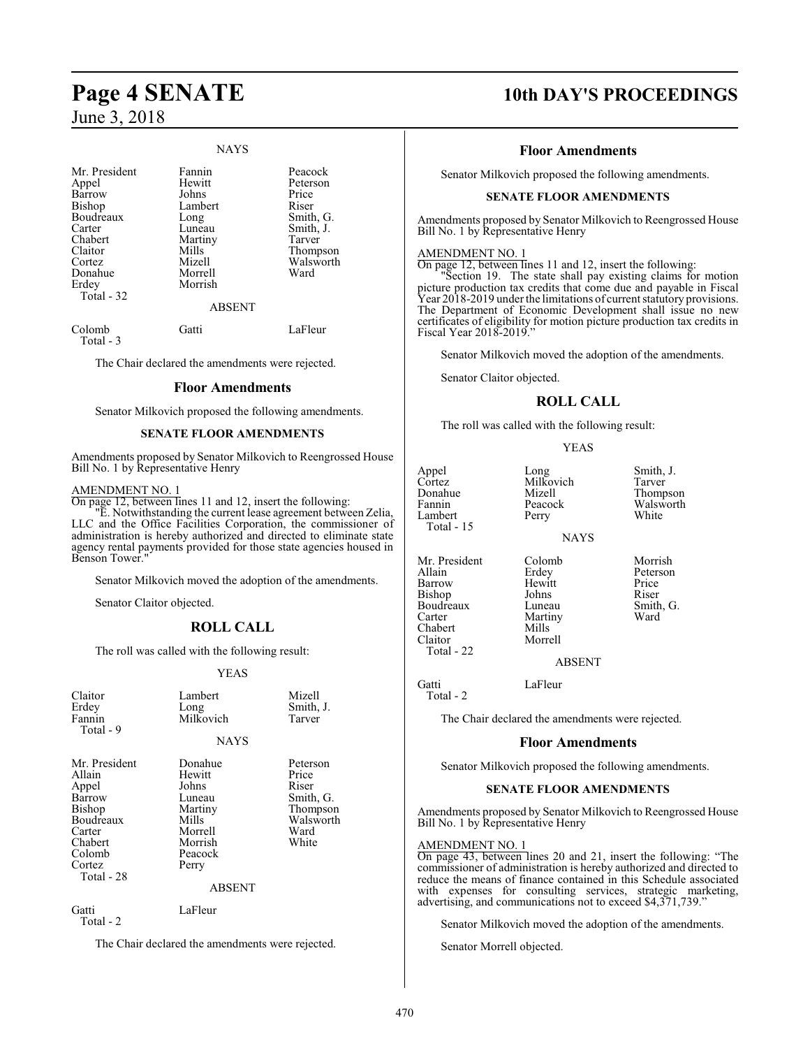NAYS

| | | |
|---|---|---|
| Mr. President | Fannin | Peacock |
| Appel | Hewitt | Peterson |
| Barrow | Johns | Price |
| Bishop | Lambert | Riser |
| Boudreaux | Long | Smith, G. |
| Carter | Luneau | Smith, J. |
| Chabert | Martiny | Tarver |
| Claitor | Mills | Thompson |
| Cortez | Mizell | Walsworth |
| Donahue | Morrell | Ward |
| Erdey | Morrish | |
| Total - 32 | | |

ABSENT

| | | |
|---|---|---|
| Colomb | Gatti | LaFleur |
| Total - 3 | | |

The Chair declared the amendments were rejected.

## Floor Amendments

Senator Milkovich proposed the following amendments.

### SENATE FLOOR AMENDMENTS

Amendments proposed by Senator Milkovich to Reengrossed House Bill No. 1 by Representative Henry

AMENDMENT NO. 1

On page 12, between lines 11 and 12, insert the following:

"E. Notwithstanding the current lease agreement between Zelia, LLC and the Office Facilities Corporation, the commissioner of administration is hereby authorized and directed to eliminate state agency rental payments provided for those state agencies housed in Benson Tower."

Senator Milkovich moved the adoption of the amendments.

Senator Claitor objected.

## ROLL CALL

The roll was called with the following result:

YEAS

| | | |
|---|---|---|
| Claitor | Lambert | Mizell |
| Erdey | Long | Smith, J. |
| Fannin | Milkovich | Tarver |
| Total - 9 | | |

NAYS

| | | |
|---|---|---|
| Mr. President | Donahue | Peterson |
| Allain | Hewitt | Price |
| Appel | Johns | Riser |
| Barrow | Luneau | Smith, G. |
| Bishop | Martiny | Thompson |
| Boudreaux | Mills | Walsworth |
| Carter | Morrell | Ward |
| Chabert | Morrish | White |
| Colomb | Peacock | |
| Cortez | Perry | |
| Total - 28 | | |

ABSENT

| | |
|---|---|
| Gatti | LaFleur |
| Total - 2 | |

The Chair declared the amendments were rejected.

## Floor Amendments

Senator Milkovich proposed the following amendments.

### SENATE FLOOR AMENDMENTS

Amendments proposed by Senator Milkovich to Reengrossed House Bill No. 1 by Representative Henry

AMENDMENT NO. 1

On page 12, between lines 11 and 12, insert the following:

"Section 19. The state shall pay existing claims for motion picture production tax credits that come due and payable in Fiscal Year 2018-2019 under the limitations of current statutory provisions. The Department of Economic Development shall issue no new certificates of eligibility for motion picture production tax credits in Fiscal Year 2018-2019."

Senator Milkovich moved the adoption of the amendments.

Senator Claitor objected.

## ROLL CALL

The roll was called with the following result:

YEAS

| | | |
|---|---|---|
| Appel | Long | Smith, J. |
| Cortez | Milkovich | Tarver |
| Donahue | Mizell | Thompson |
| Fannin | Peacock | Walsworth |
| Lambert | Perry | White |
| Total - 15 | | |

NAYS

| | | |
|---|---|---|
| Mr. President | Colomb | Morrish |
| Allain | Erdey | Peterson |
| Barrow | Hewitt | Price |
| Bishop | Johns | Riser |
| Boudreaux | Luneau | Smith, G. |
| Carter | Martiny | Ward |
| Chabert | Mills | |
| Claitor | Morrell | |
| Total - 22 | | |

ABSENT

| | |
|---|---|
| Gatti | LaFleur |
| Total - 2 | |

The Chair declared the amendments were rejected.

## Floor Amendments

Senator Milkovich proposed the following amendments.

### SENATE FLOOR AMENDMENTS

Amendments proposed by Senator Milkovich to Reengrossed House Bill No. 1 by Representative Henry

AMENDMENT NO. 1

On page 43, between lines 20 and 21, insert the following: "The commissioner of administration is hereby authorized and directed to reduce the means of finance contained in this Schedule associated with expenses for consulting services, strategic marketing, advertising, and communications not to exceed $4,371,739."

Senator Milkovich moved the adoption of the amendments.

Senator Morrell objected.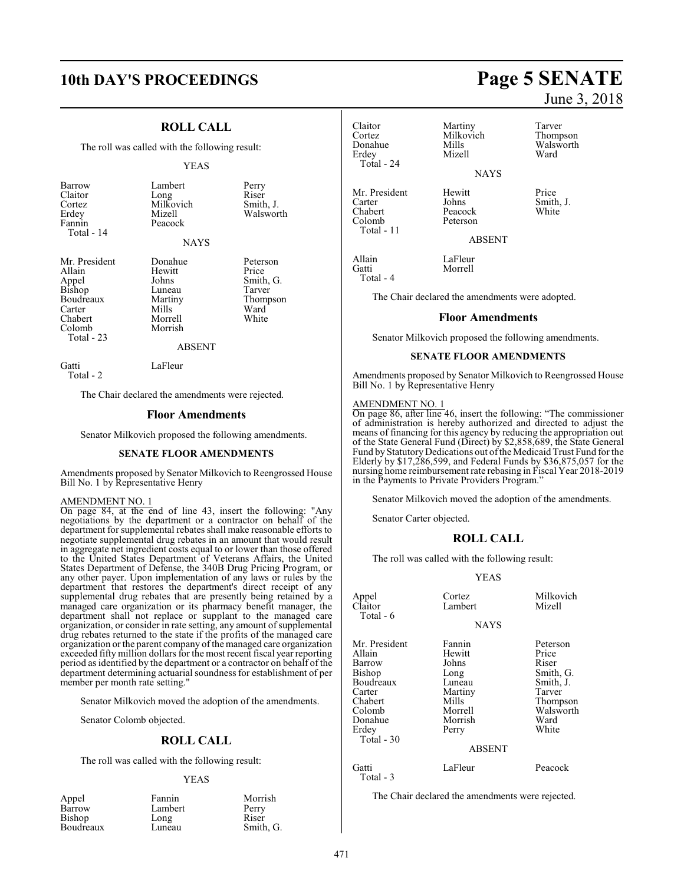## ROLL CALL

The roll was called with the following result:

YEAS

| | | |
|---|---|---|
| Barrow | Lambert | Perry |
| Claitor | Long | Riser |
| Cortez | Milkovich | Smith, J. |
| Erdey | Mizell | Walsworth |
| Fannin | Peacock | |
| Total - 14 | | |

NAYS

| | | |
|---|---|---|
| Mr. President | Donahue | Peterson |
| Allain | Hewitt | Price |
| Appel | Johns | Smith, G. |
| Bishop | Luneau | Tarver |
| Boudreaux | Martiny | Thompson |
| Carter | Mills | Ward |
| Chabert | Morrell | White |
| Colomb | Morrish | |
| Total - 23 | | |

ABSENT

| | |
|---|---|
| Gatti | LaFleur |
| Total - 2 | |

The Chair declared the amendments were rejected.

### Floor Amendments

Senator Milkovich proposed the following amendments.

#### SENATE FLOOR AMENDMENTS

Amendments proposed by Senator Milkovich to Reengrossed House Bill No. 1 by Representative Henry

AMENDMENT NO. 1

On page 84, at the end of line 43, insert the following: "Any negotiations by the department or a contractor on behalf of the department for supplemental rebates shall make reasonable efforts to negotiate supplemental drug rebates in an amount that would result in aggregate net ingredient costs equal to or lower than those offered to the United States Department of Veterans Affairs, the United States Department of Defense, the 340B Drug Pricing Program, or any other payer. Upon implementation of any laws or rules by the department that restores the department's direct receipt of any supplemental drug rebates that are presently being retained by a managed care organization or its pharmacy benefit manager, the department shall not replace or supplant to the managed care organization, or consider in rate setting, any amount of supplemental drug rebates returned to the state if the profits of the managed care organization or the parent company of the managed care organization exceeded fifty million dollars for the most recent fiscal year reporting period as identified by the department or a contractor on behalf of the department determining actuarial soundness for establishment of per member per month rate setting."

Senator Milkovich moved the adoption of the amendments.

Senator Colomb objected.

## ROLL CALL

The roll was called with the following result:

YEAS

| | | |
|---|---|---|
| Appel | Fannin | Morrish |
| Barrow | Lambert | Perry |
| Bishop | Long | Riser |
| Boudreaux | Luneau | Smith, G. |
| Claitor | Martiny | Tarver |
| Cortez | Milkovich | Thompson |
| Donahue | Mills | Walsworth |
| Erdey | Mizell | Ward |
| Total - 24 | | |

NAYS

| | | |
|---|---|---|
| Mr. President | Hewitt | Price |
| Carter | Johns | Smith, J. |
| Chabert | Peacock | White |
| Colomb | Peterson | |
| Total - 11 | | |

ABSENT

| | |
|---|---|
| Allain | LaFleur |
| Gatti | Morrell |
| Total - 4 | |

The Chair declared the amendments were adopted.

### Floor Amendments

Senator Milkovich proposed the following amendments.

#### SENATE FLOOR AMENDMENTS

Amendments proposed by Senator Milkovich to Reengrossed House Bill No. 1 by Representative Henry

AMENDMENT NO. 1

On page 86, after line 46, insert the following: "The commissioner of administration is hereby authorized and directed to adjust the means of financing for this agency by reducing the appropriation out of the State General Fund (Direct) by $2,858,689, the State General Fund by Statutory Dedications out of the Medicaid Trust Fund for the Elderly by $17,286,599, and Federal Funds by $36,875,057 for the nursing home reimbursement rate rebasing in Fiscal Year 2018-2019 in the Payments to Private Providers Program."

Senator Milkovich moved the adoption of the amendments.

Senator Carter objected.

## ROLL CALL

The roll was called with the following result:

YEAS

| | | |
|---|---|---|
| Appel | Cortez | Milkovich |
| Claitor | Lambert | Mizell |
| Total - 6 | | |

NAYS

| | | |
|---|---|---|
| Mr. President | Fannin | Peterson |
| Allain | Hewitt | Price |
| Barrow | Johns | Riser |
| Bishop | Long | Smith, G. |
| Boudreaux | Luneau | Smith, J. |
| Carter | Martiny | Tarver |
| Chabert | Mills | Thompson |
| Colomb | Morrell | Walsworth |
| Donahue | Morrish | Ward |
| Erdey | Perry | White |
| Total - 30 | | |

ABSENT

| | | |
|---|---|---|
| Gatti | LaFleur | Peacock |
| Total - 3 | | |

The Chair declared the amendments were rejected.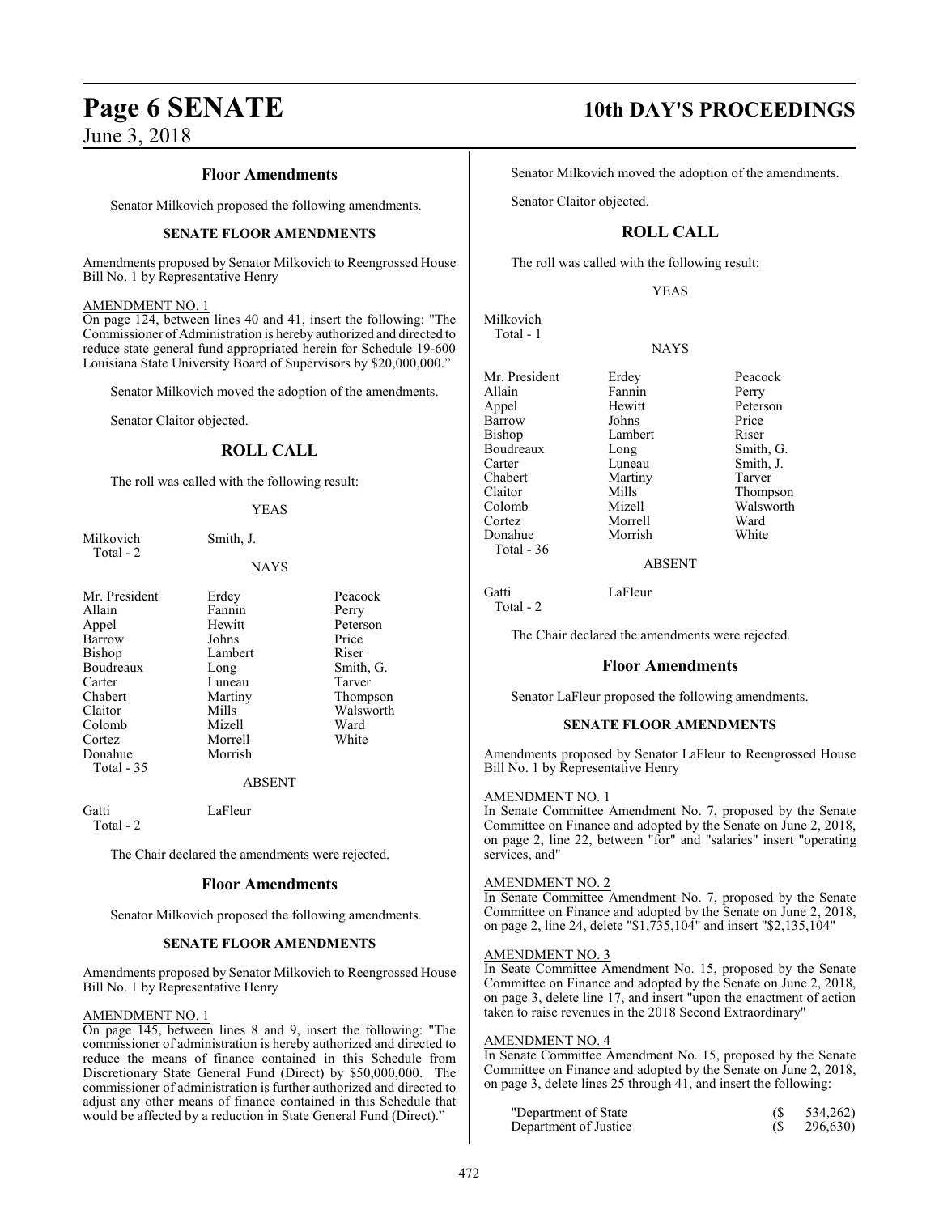## Floor Amendments

Senator Milkovich proposed the following amendments.

**SENATE FLOOR AMENDMENTS**

Amendments proposed by Senator Milkovich to Reengrossed House Bill No. 1 by Representative Henry

AMENDMENT NO. 1

On page 124, between lines 40 and 41, insert the following: "The Commissioner of Administration is hereby authorized and directed to reduce state general fund appropriated herein for Schedule 19-600 Louisiana State University Board of Supervisors by $20,000,000."

Senator Milkovich moved the adoption of the amendments.

Senator Claitor objected.

## ROLL CALL

The roll was called with the following result:

YEAS

| | |
|---|---|
| Milkovich | Smith, J. |
| Total - 2 | |

NAYS

| | | |
|---|---|---|
| Mr. President | Erdey | Peacock |
| Allain | Fannin | Perry |
| Appel | Hewitt | Peterson |
| Barrow | Johns | Price |
| Bishop | Lambert | Riser |
| Boudreaux | Long | Smith, G. |
| Carter | Luneau | Tarver |
| Chabert | Martiny | Thompson |
| Claitor | Mills | Walsworth |
| Colomb | Mizell | Ward |
| Cortez | Morrell | White |
| Donahue | Morrish | |
| Total - 35 | | |

ABSENT

| | |
|---|---|
| Gatti | LaFleur |
| Total - 2 | |

The Chair declared the amendments were rejected.

## Floor Amendments

Senator Milkovich proposed the following amendments.

**SENATE FLOOR AMENDMENTS**

Amendments proposed by Senator Milkovich to Reengrossed House Bill No. 1 by Representative Henry

AMENDMENT NO. 1

On page 145, between lines 8 and 9, insert the following: "The commissioner of administration is hereby authorized and directed to reduce the means of finance contained in this Schedule from Discretionary State General Fund (Direct) by $50,000,000. The commissioner of administration is further authorized and directed to adjust any other means of finance contained in this Schedule that would be affected by a reduction in State General Fund (Direct)."

Senator Milkovich moved the adoption of the amendments.

Senator Claitor objected.

## ROLL CALL

The roll was called with the following result:

YEAS

| |
|---|
| Milkovich |
| Total - 1 |

NAYS

| | | |
|---|---|---|
| Mr. President | Erdey | Peacock |
| Allain | Fannin | Perry |
| Appel | Hewitt | Peterson |
| Barrow | Johns | Price |
| Bishop | Lambert | Riser |
| Boudreaux | Long | Smith, G. |
| Carter | Luneau | Smith, J. |
| Chabert | Martiny | Tarver |
| Claitor | Mills | Thompson |
| Colomb | Mizell | Walsworth |
| Cortez | Morrell | Ward |
| Donahue | Morrish | White |
| Total - 36 | | |

ABSENT

| | |
|---|---|
| Gatti | LaFleur |
| Total - 2 | |

The Chair declared the amendments were rejected.

## Floor Amendments

Senator LaFleur proposed the following amendments.

**SENATE FLOOR AMENDMENTS**

Amendments proposed by Senator LaFleur to Reengrossed House Bill No. 1 by Representative Henry

AMENDMENT NO. 1

In Senate Committee Amendment No. 7, proposed by the Senate Committee on Finance and adopted by the Senate on June 2, 2018, on page 2, line 22, between "for" and "salaries" insert "operating services, and"

AMENDMENT NO. 2

In Senate Committee Amendment No. 7, proposed by the Senate Committee on Finance and adopted by the Senate on June 2, 2018, on page 2, line 24, delete "$1,735,104" and insert "$2,135,104"

AMENDMENT NO. 3

In Seate Committee Amendment No. 15, proposed by the Senate Committee on Finance and adopted by the Senate on June 2, 2018, on page 3, delete line 17, and insert "upon the enactment of action taken to raise revenues in the 2018 Second Extraordinary"

AMENDMENT NO. 4

In Senate Committee Amendment No. 15, proposed by the Senate Committee on Finance and adopted by the Senate on June 2, 2018, on page 3, delete lines 25 through 41, and insert the following:

| | |
|---|---|
| "Department of State | ($ 534,262) |
| Department of Justice | ($ 296,630) |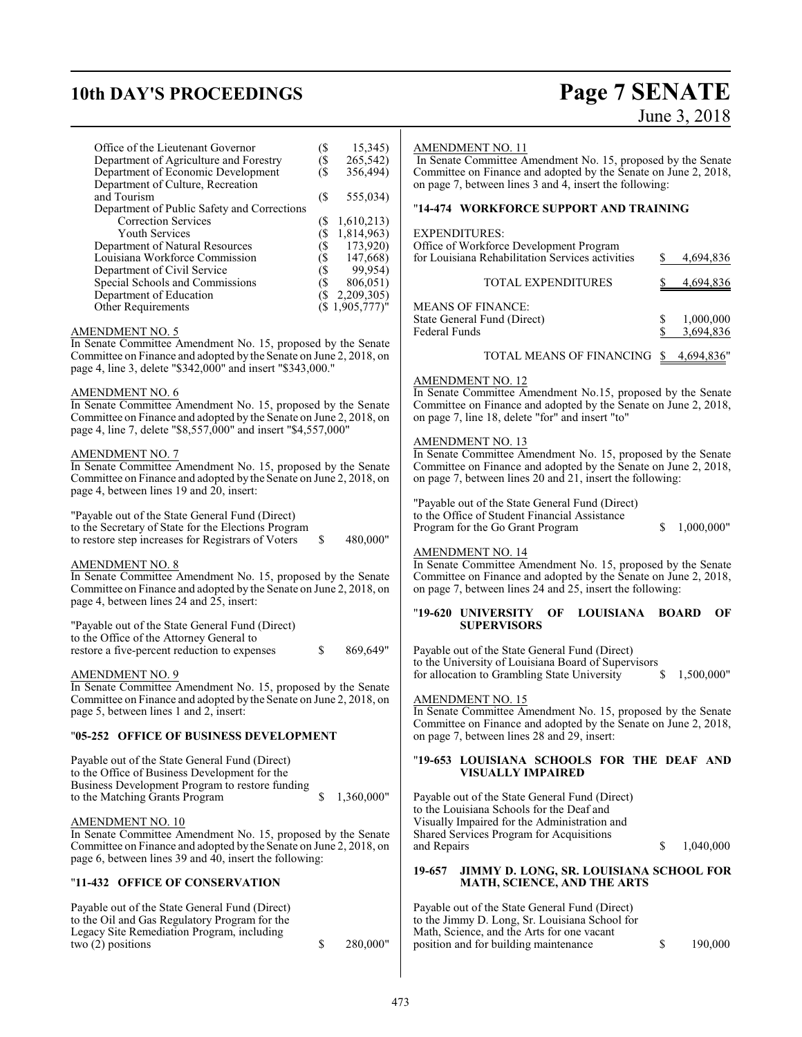| | |
|---|---|
| Office of the Lieutenant Governor | ($ 15,345) |
| Department of Agriculture and Forestry | ($ 265,542) |
| Department of Economic Development | ($ 356,494) |
| Department of Culture, Recreation and Tourism | ($ 555,034) |
| Department of Public Safety and Corrections | |
| Correction Services | ($ 1,610,213) |
| Youth Services | ($ 1,814,963) |
| Department of Natural Resources | ($ 173,920) |
| Louisiana Workforce Commission | ($ 147,668) |
| Department of Civil Service | ($ 99,954) |
| Special Schools and Commissions | ($ 806,051) |
| Department of Education | ($ 2,209,305) |
| Other Requirements | ($ 1,905,777)" |

AMENDMENT NO. 5

In Senate Committee Amendment No. 15, proposed by the Senate Committee on Finance and adopted by the Senate on June 2, 2018, on page 4, line 3, delete "$342,000" and insert "$343,000."

AMENDMENT NO. 6

In Senate Committee Amendment No. 15, proposed by the Senate Committee on Finance and adopted by the Senate on June 2, 2018, on page 4, line 7, delete "$8,557,000" and insert "$4,557,000"

AMENDMENT NO. 7

In Senate Committee Amendment No. 15, proposed by the Senate Committee on Finance and adopted by the Senate on June 2, 2018, on page 4, between lines 19 and 20, insert:

"Payable out of the State General Fund (Direct) to the Secretary of State for the Elections Program to restore step increases for Registrars of Voters $ 480,000"

AMENDMENT NO. 8

In Senate Committee Amendment No. 15, proposed by the Senate Committee on Finance and adopted by the Senate on June 2, 2018, on page 4, between lines 24 and 25, insert:

"Payable out of the State General Fund (Direct) to the Office of the Attorney General to restore a five-percent reduction to expenses $ 869,649"

AMENDMENT NO. 9

In Senate Committee Amendment No. 15, proposed by the Senate Committee on Finance and adopted by the Senate on June 2, 2018, on page 5, between lines 1 and 2, insert:

"**05-252 OFFICE OF BUSINESS DEVELOPMENT**

Payable out of the State General Fund (Direct) to the Office of Business Development for the Business Development Program to restore funding to the Matching Grants Program $ 1,360,000"

AMENDMENT NO. 10

In Senate Committee Amendment No. 15, proposed by the Senate Committee on Finance and adopted by the Senate on June 2, 2018, on page 6, between lines 39 and 40, insert the following:

"**11-432 OFFICE OF CONSERVATION**

Payable out of the State General Fund (Direct) to the Oil and Gas Regulatory Program for the Legacy Site Remediation Program, including two (2) positions $ 280,000"

AMENDMENT NO. 11

In Senate Committee Amendment No. 15, proposed by the Senate Committee on Finance and adopted by the Senate on June 2, 2018, on page 7, between lines 3 and 4, insert the following:

"**14-474 WORKFORCE SUPPORT AND TRAINING**

| | |
|---|---|
| EXPENDITURES: | |
| Office of Workforce Development Program for Louisiana Rehabilitation Services activities | $ 4,694,836 |
| TOTAL EXPENDITURES | $ 4,694,836 |
| MEANS OF FINANCE: | |
| State General Fund (Direct) | $ 1,000,000 |
| Federal Funds | $ 3,694,836 |
| TOTAL MEANS OF FINANCING | $ 4,694,836" |

AMENDMENT NO. 12

In Senate Committee Amendment No.15, proposed by the Senate Committee on Finance and adopted by the Senate on June 2, 2018, on page 7, line 18, delete "for" and insert "to"

AMENDMENT NO. 13

In Senate Committee Amendment No. 15, proposed by the Senate Committee on Finance and adopted by the Senate on June 2, 2018, on page 7, between lines 20 and 21, insert the following:

"Payable out of the State General Fund (Direct) to the Office of Student Financial Assistance Program for the Go Grant Program $ 1,000,000"

AMENDMENT NO. 14

In Senate Committee Amendment No. 15, proposed by the Senate Committee on Finance and adopted by the Senate on June 2, 2018, on page 7, between lines 24 and 25, insert the following:

"**19-620 UNIVERSITY OF LOUISIANA BOARD OF SUPERVISORS**

Payable out of the State General Fund (Direct) to the University of Louisiana Board of Supervisors for allocation to Grambling State University $ 1,500,000"

AMENDMENT NO. 15

In Senate Committee Amendment No. 15, proposed by the Senate Committee on Finance and adopted by the Senate on June 2, 2018, on page 7, between lines 28 and 29, insert:

"**19-653 LOUISIANA SCHOOLS FOR THE DEAF AND VISUALLY IMPAIRED**

Payable out of the State General Fund (Direct) to the Louisiana Schools for the Deaf and Visually Impaired for the Administration and Shared Services Program for Acquisitions and Repairs $ 1,040,000

**19-657 JIMMY D. LONG, SR. LOUISIANA SCHOOL FOR MATH, SCIENCE, AND THE ARTS**

Payable out of the State General Fund (Direct) to the Jimmy D. Long, Sr. Louisiana School for Math, Science, and the Arts for one vacant position and for building maintenance $ 190,000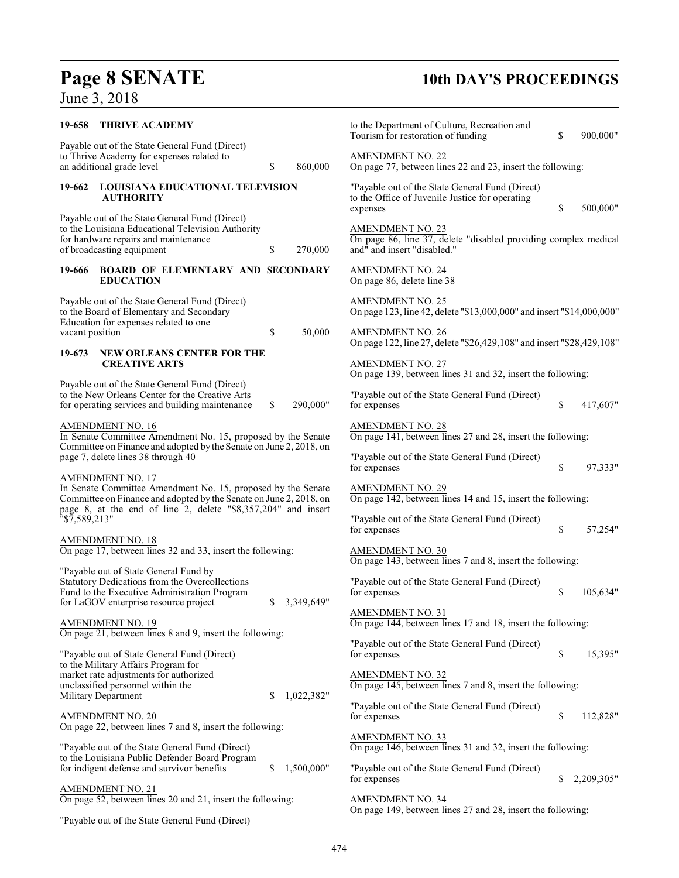**19-658 THRIVE ACADEMY**

Payable out of the State General Fund (Direct) to Thrive Academy for expenses related to an additional grade level $ 860,000

**19-662 LOUISIANA EDUCATIONAL TELEVISION AUTHORITY**

Payable out of the State General Fund (Direct) to the Louisiana Educational Television Authority for hardware repairs and maintenance of broadcasting equipment $ 270,000

**19-666 BOARD OF ELEMENTARY AND SECONDARY EDUCATION**

Payable out of the State General Fund (Direct) to the Board of Elementary and Secondary Education for expenses related to one vacant position $ 50,000

**19-673 NEW ORLEANS CENTER FOR THE CREATIVE ARTS**

Payable out of the State General Fund (Direct) to the New Orleans Center for the Creative Arts for operating services and building maintenance $ 290,000"

AMENDMENT NO. 16
In Senate Committee Amendment No. 15, proposed by the Senate Committee on Finance and adopted by the Senate on June 2, 2018, on page 7, delete lines 38 through 40

AMENDMENT NO. 17
In Senate Committee Amendment No. 15, proposed by the Senate Committee on Finance and adopted by the Senate on June 2, 2018, on page 8, at the end of line 2, delete "$8,357,204" and insert "$7,589,213"

AMENDMENT NO. 18
On page 17, between lines 32 and 33, insert the following:

"Payable out of State General Fund by Statutory Dedications from the Overcollections Fund to the Executive Administration Program for LaGOV enterprise resource project $ 3,349,649"

AMENDMENT NO. 19
On page 21, between lines 8 and 9, insert the following:

"Payable out of State General Fund (Direct) to the Military Affairs Program for market rate adjustments for authorized unclassified personnel within the Military Department $ 1,022,382"

AMENDMENT NO. 20
On page 22, between lines 7 and 8, insert the following:

"Payable out of the State General Fund (Direct) to the Louisiana Public Defender Board Program for indigent defense and survivor benefits $ 1,500,000"

AMENDMENT NO. 21
On page 52, between lines 20 and 21, insert the following:

"Payable out of the State General Fund (Direct) to the Department of Culture, Recreation and Tourism for restoration of funding $ 900,000"

AMENDMENT NO. 22
On page 77, between lines 22 and 23, insert the following:

"Payable out of the State General Fund (Direct) to the Office of Juvenile Justice for operating expenses $ 500,000"

AMENDMENT NO. 23
On page 86, line 37, delete "disabled providing complex medical and" and insert "disabled."

AMENDMENT NO. 24
On page 86, delete line 38

AMENDMENT NO. 25
On page 123, line 42, delete "$13,000,000" and insert "$14,000,000"

AMENDMENT NO. 26
On page 122, line 27, delete "$26,429,108" and insert "$28,429,108"

AMENDMENT NO. 27
On page 139, between lines 31 and 32, insert the following:

"Payable out of the State General Fund (Direct) for expenses $ 417,607"

AMENDMENT NO. 28
On page 141, between lines 27 and 28, insert the following:

"Payable out of the State General Fund (Direct) for expenses $ 97,333"

AMENDMENT NO. 29
On page 142, between lines 14 and 15, insert the following:

"Payable out of the State General Fund (Direct) for expenses $ 57,254"

AMENDMENT NO. 30
On page 143, between lines 7 and 8, insert the following:

"Payable out of the State General Fund (Direct) for expenses $ 105,634"

AMENDMENT NO. 31
On page 144, between lines 17 and 18, insert the following:

"Payable out of the State General Fund (Direct) for expenses $ 15,395"

AMENDMENT NO. 32
On page 145, between lines 7 and 8, insert the following:

"Payable out of the State General Fund (Direct) for expenses $ 112,828"

AMENDMENT NO. 33
On page 146, between lines 31 and 32, insert the following:

"Payable out of the State General Fund (Direct) for expenses $ 2,209,305"

AMENDMENT NO. 34
On page 149, between lines 27 and 28, insert the following: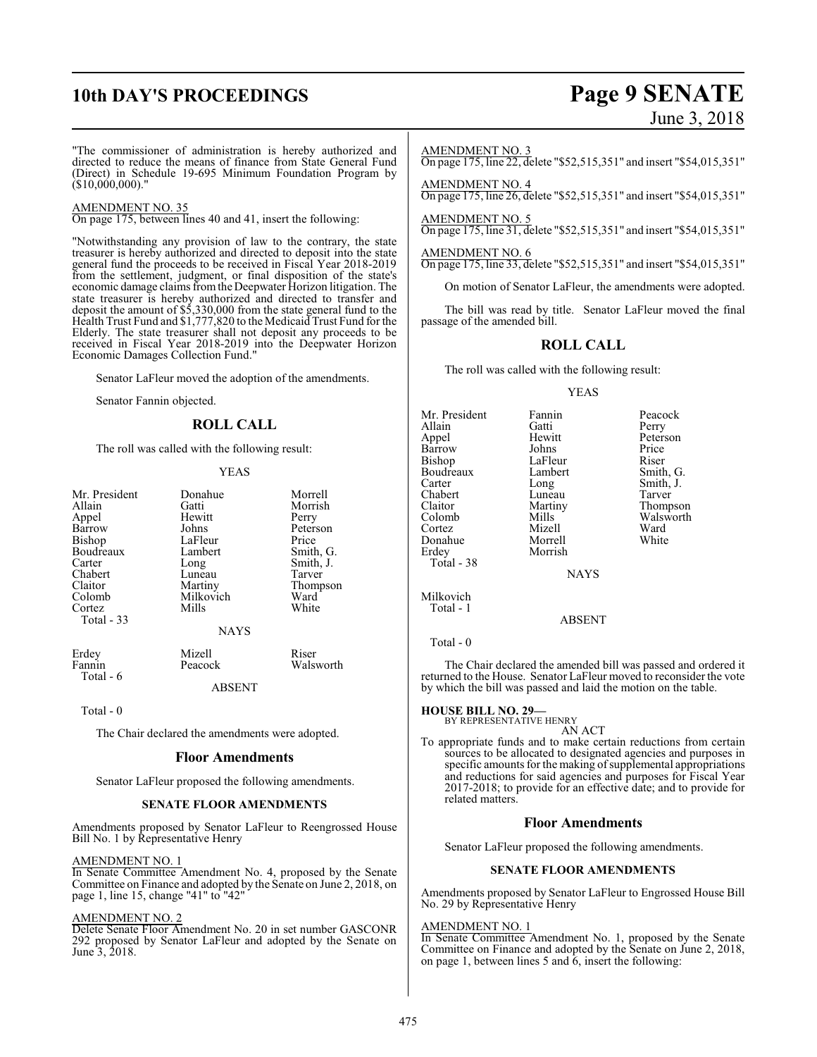"The commissioner of administration is hereby authorized and directed to reduce the means of finance from State General Fund (Direct) in Schedule 19-695 Minimum Foundation Program by ($10,000,000)."

AMENDMENT NO. 35
On page 175, between lines 40 and 41, insert the following:

"Notwithstanding any provision of law to the contrary, the state treasurer is hereby authorized and directed to deposit into the state general fund the proceeds to be received in Fiscal Year 2018-2019 from the settlement, judgment, or final disposition of the state's economic damage claims from the Deepwater Horizon litigation. The state treasurer is hereby authorized and directed to transfer and deposit the amount of $5,330,000 from the state general fund to the Health Trust Fund and $1,777,820 to the Medicaid Trust Fund for the Elderly. The state treasurer shall not deposit any proceeds to be received in Fiscal Year 2018-2019 into the Deepwater Horizon Economic Damages Collection Fund."

Senator LaFleur moved the adoption of the amendments.

Senator Fannin objected.

## ROLL CALL

The roll was called with the following result:

YEAS

| | | |
|---|---|---|
| Mr. President | Donahue | Morrell |
| Allain | Gatti | Morrish |
| Appel | Hewitt | Perry |
| Barrow | Johns | Peterson |
| Bishop | LaFleur | Price |
| Boudreaux | Lambert | Smith, G. |
| Carter | Long | Smith, J. |
| Chabert | Luneau | Tarver |
| Claitor | Martiny | Thompson |
| Colomb | Milkovich | Ward |
| Cortez | Mills | White |
| Total - 33 | | |

NAYS

| | | |
|---|---|---|
| Erdey | Mizell | Riser |
| Fannin | Peacock | Walsworth |
| Total - 6 | | |

ABSENT

Total - 0

The Chair declared the amendments were adopted.

## Floor Amendments

Senator LaFleur proposed the following amendments.

### SENATE FLOOR AMENDMENTS

Amendments proposed by Senator LaFleur to Reengrossed House Bill No. 1 by Representative Henry

AMENDMENT NO. 1
In Senate Committee Amendment No. 4, proposed by the Senate Committee on Finance and adopted by the Senate on June 2, 2018, on page 1, line 15, change "41" to "42"

AMENDMENT NO. 2
Delete Senate Floor Amendment No. 20 in set number GASCONR 292 proposed by Senator LaFleur and adopted by the Senate on June 3, 2018.

AMENDMENT NO. 3
On page 175, line 22, delete "$52,515,351" and insert "$54,015,351"

AMENDMENT NO. 4
On page 175, line 26, delete "$52,515,351" and insert "$54,015,351"

AMENDMENT NO. 5
On page 175, line 31, delete "$52,515,351" and insert "$54,015,351"

AMENDMENT NO. 6
On page 175, line 33, delete "$52,515,351" and insert "$54,015,351"

On motion of Senator LaFleur, the amendments were adopted.

The bill was read by title. Senator LaFleur moved the final passage of the amended bill.

## ROLL CALL

The roll was called with the following result:

YEAS

| | | |
|---|---|---|
| Mr. President | Fannin | Peacock |
| Allain | Gatti | Perry |
| Appel | Hewitt | Peterson |
| Barrow | Johns | Price |
| Bishop | LaFleur | Riser |
| Boudreaux | Lambert | Smith, G. |
| Carter | Long | Smith, J. |
| Chabert | Luneau | Tarver |
| Claitor | Martiny | Thompson |
| Colomb | Mills | Walsworth |
| Cortez | Mizell | Ward |
| Donahue | Morrell | White |
| Erdey | Morrish | |
| Total - 38 | | |

NAYS

Milkovich
Total - 1

ABSENT

Total - 0

The Chair declared the amended bill was passed and ordered it returned to the House. Senator LaFleur moved to reconsider the vote by which the bill was passed and laid the motion on the table.

**HOUSE BILL NO. 29—**
BY REPRESENTATIVE HENRY
AN ACT

To appropriate funds and to make certain reductions from certain sources to be allocated to designated agencies and purposes in specific amounts for the making of supplemental appropriations and reductions for said agencies and purposes for Fiscal Year 2017-2018; to provide for an effective date; and to provide for related matters.

## Floor Amendments

Senator LaFleur proposed the following amendments.

### SENATE FLOOR AMENDMENTS

Amendments proposed by Senator LaFleur to Engrossed House Bill No. 29 by Representative Henry

AMENDMENT NO. 1
In Senate Committee Amendment No. 1, proposed by the Senate Committee on Finance and adopted by the Senate on June 2, 2018, on page 1, between lines 5 and 6, insert the following: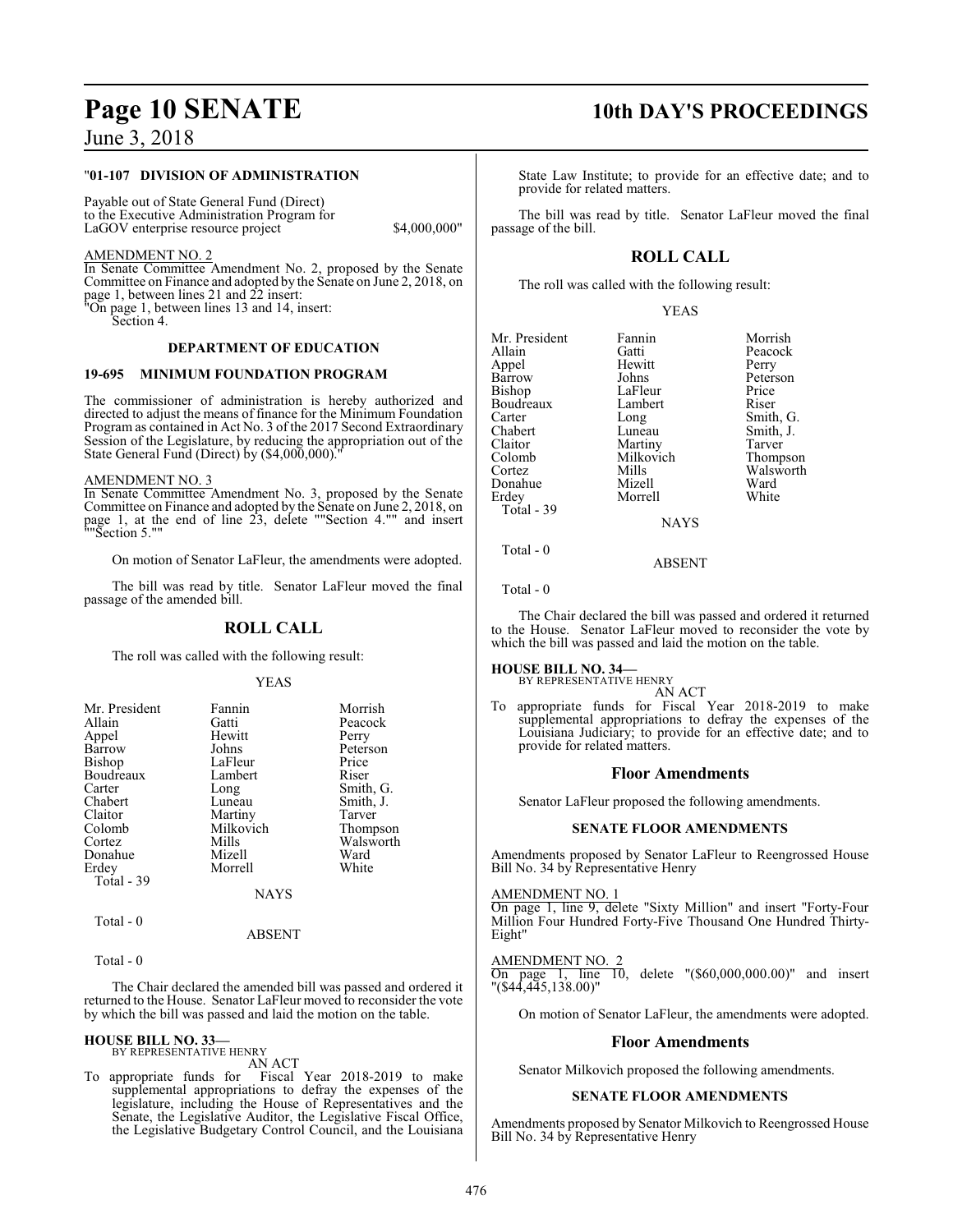"**01-107 DIVISION OF ADMINISTRATION**

Payable out of State General Fund (Direct) to the Executive Administration Program for LaGOV enterprise resource project $4,000,000"

AMENDMENT NO. 2

In Senate Committee Amendment No. 2, proposed by the Senate Committee on Finance and adopted by the Senate on June 2, 2018, on page 1, between lines 21 and 22 insert:

"On page 1, between lines 13 and 14, insert:

Section 4.

**DEPARTMENT OF EDUCATION**

**19-695 MINIMUM FOUNDATION PROGRAM**

The commissioner of administration is hereby authorized and directed to adjust the means of finance for the Minimum Foundation Program as contained in Act No. 3 of the 2017 Second Extraordinary Session of the Legislature, by reducing the appropriation out of the State General Fund (Direct) by ($4,000,000)."

AMENDMENT NO. 3

In Senate Committee Amendment No. 3, proposed by the Senate Committee on Finance and adopted by the Senate on June 2, 2018, on page 1, at the end of line 23, delete ""Section 4."" and insert ""Section 5.""

On motion of Senator LaFleur, the amendments were adopted.

The bill was read by title. Senator LaFleur moved the final passage of the amended bill.

## ROLL CALL

The roll was called with the following result:

YEAS

| | | |
|---|---|---|
| Mr. President | Fannin | Morrish |
| Allain | Gatti | Peacock |
| Appel | Hewitt | Perry |
| Barrow | Johns | Peterson |
| Bishop | LaFleur | Price |
| Boudreaux | Lambert | Riser |
| Carter | Long | Smith, G. |
| Chabert | Luneau | Smith, J. |
| Claitor | Martiny | Tarver |
| Colomb | Milkovich | Thompson |
| Cortez | Mills | Walsworth |
| Donahue | Mizell | Ward |
| Erdey | Morrell | White |

Total - 39

NAYS

Total - 0

ABSENT

Total - 0

The Chair declared the amended bill was passed and ordered it returned to the House. Senator LaFleur moved to reconsider the vote by which the bill was passed and laid the motion on the table.

**HOUSE BILL NO. 33—**
BY REPRESENTATIVE HENRY

AN ACT

To appropriate funds for Fiscal Year 2018-2019 to make supplemental appropriations to defray the expenses of the legislature, including the House of Representatives and the Senate, the Legislative Auditor, the Legislative Fiscal Office, the Legislative Budgetary Control Council, and the Louisiana State Law Institute; to provide for an effective date; and to provide for related matters.

The bill was read by title. Senator LaFleur moved the final passage of the bill.

## ROLL CALL

The roll was called with the following result:

YEAS

| | | |
|---|---|---|
| Mr. President | Fannin | Morrish |
| Allain | Gatti | Peacock |
| Appel | Hewitt | Perry |
| Barrow | Johns | Peterson |
| Bishop | LaFleur | Price |
| Boudreaux | Lambert | Riser |
| Carter | Long | Smith, G. |
| Chabert | Luneau | Smith, J. |
| Claitor | Martiny | Tarver |
| Colomb | Milkovich | Thompson |
| Cortez | Mills | Walsworth |
| Donahue | Mizell | Ward |
| Erdey | Morrell | White |

Total - 39

NAYS

Total - 0

ABSENT

Total - 0

The Chair declared the bill was passed and ordered it returned to the House. Senator LaFleur moved to reconsider the vote by which the bill was passed and laid the motion on the table.

**HOUSE BILL NO. 34—**
BY REPRESENTATIVE HENRY

AN ACT

To appropriate funds for Fiscal Year 2018-2019 to make supplemental appropriations to defray the expenses of the Louisiana Judiciary; to provide for an effective date; and to provide for related matters.

## Floor Amendments

Senator LaFleur proposed the following amendments.

### SENATE FLOOR AMENDMENTS

Amendments proposed by Senator LaFleur to Reengrossed House Bill No. 34 by Representative Henry

AMENDMENT NO. 1

On page 1, line 9, delete "Sixty Million" and insert "Forty-Four Million Four Hundred Forty-Five Thousand One Hundred Thirty-Eight"

AMENDMENT NO. 2

On page 1, line 10, delete "($60,000,000.00)" and insert "($44,445,138.00)"

On motion of Senator LaFleur, the amendments were adopted.

## Floor Amendments

Senator Milkovich proposed the following amendments.

### SENATE FLOOR AMENDMENTS

Amendments proposed by Senator Milkovich to Reengrossed House Bill No. 34 by Representative Henry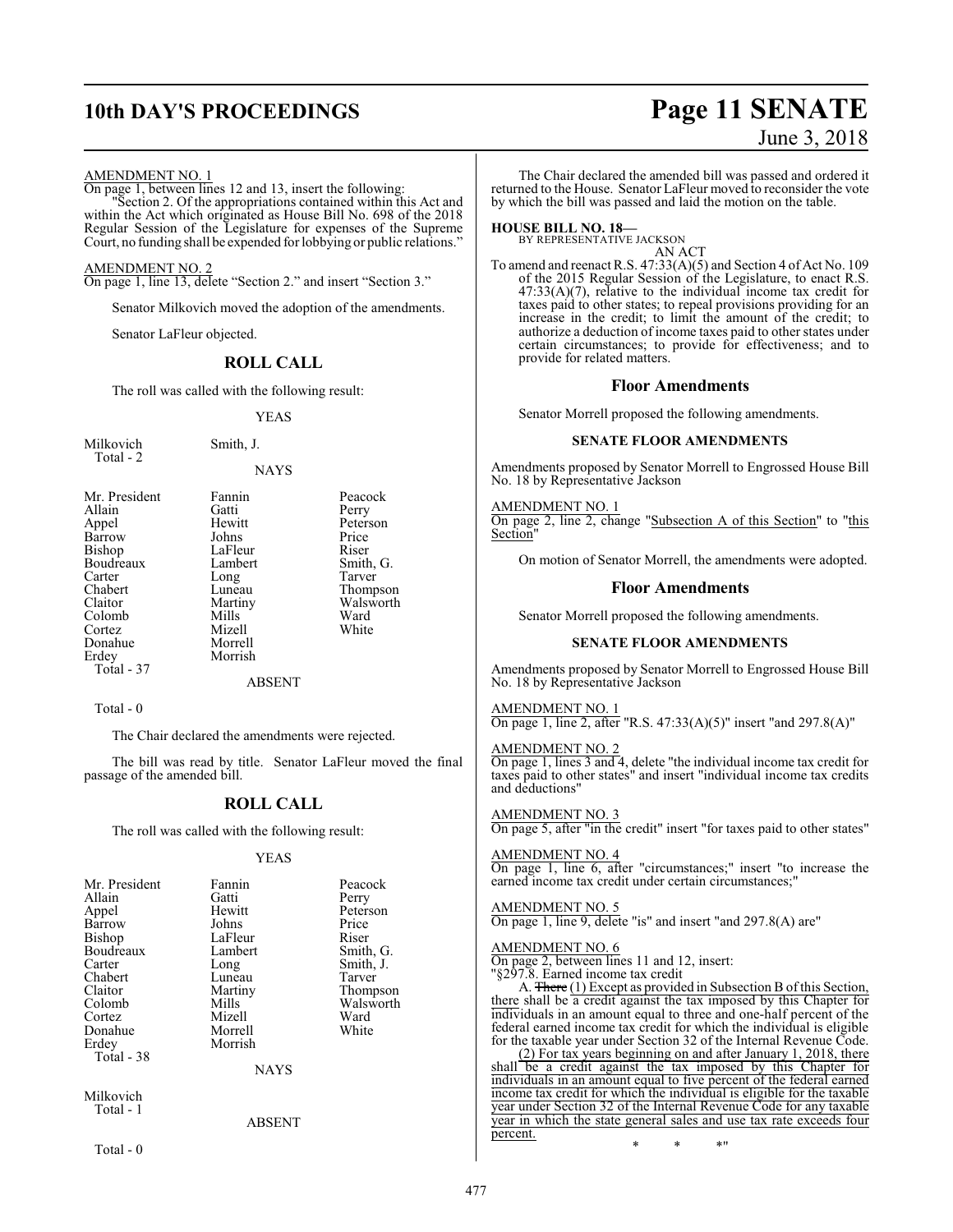AMENDMENT NO. 1

On page 1, between lines 12 and 13, insert the following:

"Section 2. Of the appropriations contained within this Act and within the Act which originated as House Bill No. 698 of the 2018 Regular Session of the Legislature for expenses of the Supreme Court, no funding shall be expended for lobbying or public relations."

AMENDMENT NO. 2

On page 1, line 13, delete "Section 2." and insert "Section 3."

Senator Milkovich moved the adoption of the amendments.

Senator LaFleur objected.

## ROLL CALL

The roll was called with the following result:

YEAS

| | |
|---|---|
| Milkovich | Smith, J. |
| Total - 2 | |

NAYS

| | | |
|---|---|---|
| Mr. President | Fannin | Peacock |
| Allain | Gatti | Perry |
| Appel | Hewitt | Peterson |
| Barrow | Johns | Price |
| Bishop | LaFleur | Riser |
| Boudreaux | Lambert | Smith, G. |
| Carter | Long | Tarver |
| Chabert | Luneau | Thompson |
| Claitor | Martiny | Walsworth |
| Colomb | Mills | Ward |
| Cortez | Mizell | White |
| Donahue | Morrell | |
| Erdey | Morrish | |
| Total - 37 | | |

ABSENT

Total - 0

The Chair declared the amendments were rejected.

The bill was read by title. Senator LaFleur moved the final passage of the amended bill.

## ROLL CALL

The roll was called with the following result:

YEAS

| | | |
|---|---|---|
| Mr. President | Fannin | Peacock |
| Allain | Gatti | Perry |
| Appel | Hewitt | Peterson |
| Barrow | Johns | Price |
| Bishop | LaFleur | Riser |
| Boudreaux | Lambert | Smith, G. |
| Carter | Long | Smith, J. |
| Chabert | Luneau | Tarver |
| Claitor | Martiny | Thompson |
| Colomb | Mills | Walsworth |
| Cortez | Mizell | Ward |
| Donahue | Morrell | White |
| Erdey | Morrish | |
| Total - 38 | | |

NAYS

Milkovich
Total - 1

ABSENT

Total - 0

The Chair declared the amended bill was passed and ordered it returned to the House. Senator LaFleur moved to reconsider the vote by which the bill was passed and laid the motion on the table.

**HOUSE BILL NO. 18—**
BY REPRESENTATIVE JACKSON

AN ACT

To amend and reenact R.S. 47:33(A)(5) and Section 4 of Act No. 109 of the 2015 Regular Session of the Legislature, to enact R.S. 47:33(A)(7), relative to the individual income tax credit for taxes paid to other states; to repeal provisions providing for an increase in the credit; to limit the amount of the credit; to authorize a deduction of income taxes paid to other states under certain circumstances; to provide for effectiveness; and to provide for related matters.

## Floor Amendments

Senator Morrell proposed the following amendments.

### SENATE FLOOR AMENDMENTS

Amendments proposed by Senator Morrell to Engrossed House Bill No. 18 by Representative Jackson

AMENDMENT NO. 1

On page 2, line 2, change "Subsection A of this Section" to "this Section"

On motion of Senator Morrell, the amendments were adopted.

## Floor Amendments

Senator Morrell proposed the following amendments.

### SENATE FLOOR AMENDMENTS

Amendments proposed by Senator Morrell to Engrossed House Bill No. 18 by Representative Jackson

AMENDMENT NO. 1

On page 1, line 2, after "R.S. 47:33(A)(5)" insert "and 297.8(A)"

AMENDMENT NO. 2

On page 1, lines 3 and 4, delete "the individual income tax credit for taxes paid to other states" and insert "individual income tax credits and deductions"

AMENDMENT NO. 3

On page 5, after "in the credit" insert "for taxes paid to other states"

AMENDMENT NO. 4

On page 1, line 6, after "circumstances;" insert "to increase the earned income tax credit under certain circumstances;"

AMENDMENT NO. 5

On page 1, line 9, delete "is" and insert "and 297.8(A) are"

AMENDMENT NO. 6

On page 2, between lines 11 and 12, insert:

"§297.8. Earned income tax credit

A. ~~There~~ (1) Except as provided in Subsection B of this Section, there shall be a credit against the tax imposed by this Chapter for individuals in an amount equal to three and one-half percent of the federal earned income tax credit for which the individual is eligible for the taxable year under Section 32 of the Internal Revenue Code.

(2) For tax years beginning on and after January 1, 2018, there shall be a credit against the tax imposed by this Chapter for individuals in an amount equal to five percent of the federal earned income tax credit for which the individual is eligible for the taxable year under Section 32 of the Internal Revenue Code for any taxable year in which the state general sales and use tax rate exceeds four percent.

\* \* \*"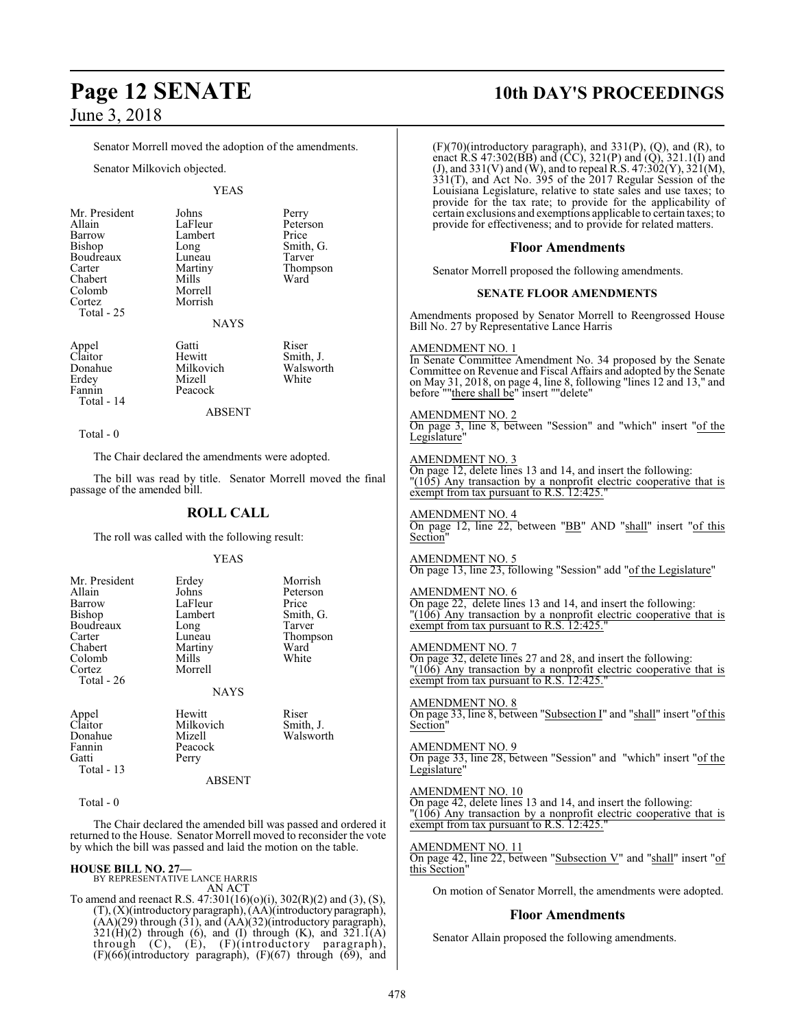Senator Morrell moved the adoption of the amendments.

Senator Milkovich objected.

YEAS

| | | |
|---|---|---|
| Mr. President | Johns | Perry |
| Allain | LaFleur | Peterson |
| Barrow | Lambert | Price |
| Bishop | Long | Smith, G. |
| Boudreaux | Luneau | Tarver |
| Carter | Martiny | Thompson |
| Chabert | Mills | Ward |
| Colomb | Morrell | |
| Cortez | Morrish | |

Total - 25

NAYS

| | | |
|---|---|---|
| Appel | Gatti | Riser |
| Claitor | Hewitt | Smith, J. |
| Donahue | Milkovich | Walsworth |
| Erdey | Mizell | White |
| Fannin | Peacock | |

Total - 14

ABSENT

Total - 0

The Chair declared the amendments were adopted.

The bill was read by title. Senator Morrell moved the final passage of the amended bill.

## ROLL CALL

The roll was called with the following result:

YEAS

| | | |
|---|---|---|
| Mr. President | Erdey | Morrish |
| Allain | Johns | Peterson |
| Barrow | LaFleur | Price |
| Bishop | Lambert | Smith, G. |
| Boudreaux | Long | Tarver |
| Carter | Luneau | Thompson |
| Chabert | Martiny | Ward |
| Colomb | Mills | White |
| Cortez | Morrell | |

Total - 26

NAYS

| | | |
|---|---|---|
| Appel | Hewitt | Riser |
| Claitor | Milkovich | Smith, J. |
| Donahue | Mizell | Walsworth |
| Fannin | Peacock | |
| Gatti | Perry | |

Total - 13

ABSENT

Total - 0

The Chair declared the amended bill was passed and ordered it returned to the House. Senator Morrell moved to reconsider the vote by which the bill was passed and laid the motion on the table.

**HOUSE BILL NO. 27—**
BY REPRESENTATIVE LANCE HARRIS
AN ACT

To amend and reenact R.S. 47:301(16)(o)(i), 302(R)(2) and (3), (S), (T), (X)(introductory paragraph), (AA)(introductory paragraph), (AA)(29) through (31), and (AA)(32)(introductory paragraph), 321(H)(2) through (6), and (I) through (K), and 321.1(A) through (C), (E), (F)(introductory paragraph), (F)(66)(introductory paragraph), (F)(67) through (69), and (F)(70)(introductory paragraph), and 331(P), (Q), and (R), to enact R.S 47:302(BB) and (CC), 321(P) and (Q), 321.1(I) and (J), and 331(V) and (W), and to repeal R.S. 47:302(Y), 321(M), 331(T), and Act No. 395 of the 2017 Regular Session of the Louisiana Legislature, relative to state sales and use taxes; to provide for the tax rate; to provide for the applicability of certain exclusions and exemptions applicable to certain taxes; to provide for effectiveness; and to provide for related matters.

## Floor Amendments

Senator Morrell proposed the following amendments.

### SENATE FLOOR AMENDMENTS

Amendments proposed by Senator Morrell to Reengrossed House Bill No. 27 by Representative Lance Harris

AMENDMENT NO. 1
In Senate Committee Amendment No. 34 proposed by the Senate Committee on Revenue and Fiscal Affairs and adopted by the Senate on May 31, 2018, on page 4, line 8, following "lines 12 and 13," and before ""there shall be" insert ""delete"

AMENDMENT NO. 2
On page 3, line 8, between "Session" and "which" insert "of the Legislature"

AMENDMENT NO. 3
On page 12, delete lines 13 and 14, and insert the following:
"(105) Any transaction by a nonprofit electric cooperative that is exempt from tax pursuant to R.S. 12:425."

AMENDMENT NO. 4
On page 12, line 22, between "BB" AND "shall" insert "of this Section"

AMENDMENT NO. 5
On page 13, line 23, following "Session" add "of the Legislature"

AMENDMENT NO. 6
On page 22, delete lines 13 and 14, and insert the following:
"(106) Any transaction by a nonprofit electric cooperative that is exempt from tax pursuant to R.S. 12:425."

AMENDMENT NO. 7
On page 32, delete lines 27 and 28, and insert the following:
"(106) Any transaction by a nonprofit electric cooperative that is exempt from tax pursuant to R.S. 12:425."

AMENDMENT NO. 8
On page 33, line 8, between "Subsection I" and "shall" insert "of this Section"

AMENDMENT NO. 9
On page 33, line 28, between "Session" and "which" insert "of the Legislature"

AMENDMENT NO. 10
On page 42, delete lines 13 and 14, and insert the following:
"(106) Any transaction by a nonprofit electric cooperative that is exempt from tax pursuant to R.S. 12:425."

AMENDMENT NO. 11
On page 42, line 22, between "Subsection V" and "shall" insert "of this Section"

On motion of Senator Morrell, the amendments were adopted.

## Floor Amendments

Senator Allain proposed the following amendments.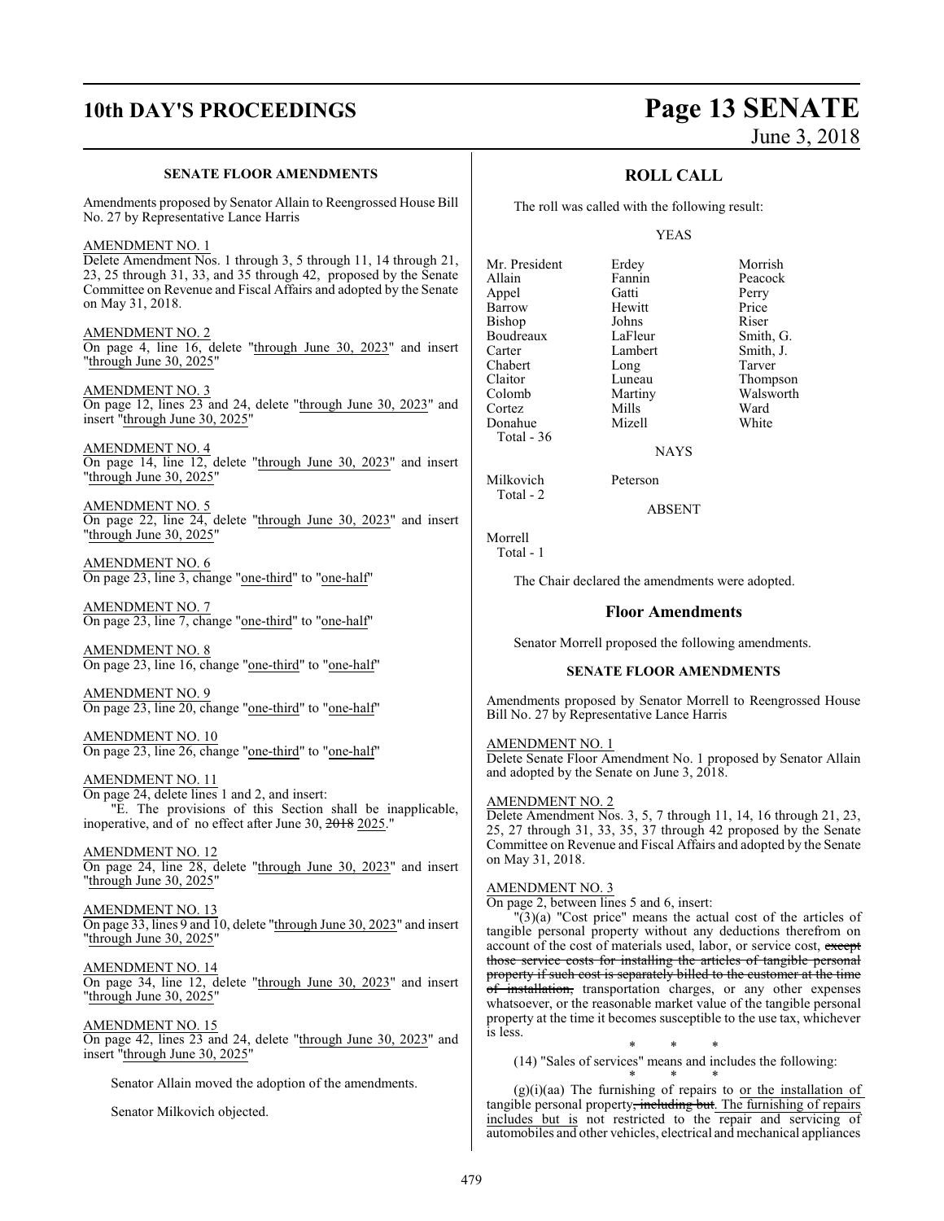**SENATE FLOOR AMENDMENTS**

Amendments proposed by Senator Allain to Reengrossed House Bill No. 27 by Representative Lance Harris

AMENDMENT NO. 1

Delete Amendment Nos. 1 through 3, 5 through 11, 14 through 21, 23, 25 through 31, 33, and 35 through 42, proposed by the Senate Committee on Revenue and Fiscal Affairs and adopted by the Senate on May 31, 2018.

AMENDMENT NO. 2

On page 4, line 16, delete "through June 30, 2023" and insert "through June 30, 2025"

AMENDMENT NO. 3

On page 12, lines 23 and 24, delete "through June 30, 2023" and insert "through June 30, 2025"

AMENDMENT NO. 4

On page 14, line 12, delete "through June 30, 2023" and insert "through June 30, 2025"

AMENDMENT NO. 5

On page 22, line 24, delete "through June 30, 2023" and insert "through June 30, 2025"

AMENDMENT NO. 6

On page 23, line 3, change "one-third" to "one-half"

AMENDMENT NO. 7

On page 23, line 7, change "one-third" to "one-half"

AMENDMENT NO. 8

On page 23, line 16, change "one-third" to "one-half"

AMENDMENT NO. 9

On page 23, line 20, change "one-third" to "one-half"

AMENDMENT NO. 10

On page 23, line 26, change "one-third" to "one-half"

AMENDMENT NO. 11

On page 24, delete lines 1 and 2, and insert:

"E. The provisions of this Section shall be inapplicable, inoperative, and of no effect after June 30, ~~2018~~ 2025."

AMENDMENT NO. 12

On page 24, line 28, delete "through June 30, 2023" and insert "through June 30, 2025"

AMENDMENT NO. 13

On page 33, lines 9 and 10, delete "through June 30, 2023" and insert "through June 30, 2025"

AMENDMENT NO. 14

On page 34, line 12, delete "through June 30, 2023" and insert "through June 30, 2025"

AMENDMENT NO. 15

On page 42, lines 23 and 24, delete "through June 30, 2023" and insert "through June 30, 2025"

Senator Allain moved the adoption of the amendments.

Senator Milkovich objected.

## ROLL CALL

The roll was called with the following result:

YEAS

| | | |
|---|---|---|
| Mr. President | Erdey | Morrish |
| Allain | Fannin | Peacock |
| Appel | Gatti | Perry |
| Barrow | Hewitt | Price |
| Bishop | Johns | Riser |
| Boudreaux | LaFleur | Smith, G. |
| Carter | Lambert | Smith, J. |
| Chabert | Long | Tarver |
| Claitor | Luneau | Thompson |
| Colomb | Martiny | Walsworth |
| Cortez | Mills | Ward |
| Donahue | Mizell | White |

Total - 36

NAYS

Milkovich Peterson

Total - 2

ABSENT

Morrell

Total - 1

The Chair declared the amendments were adopted.

### Floor Amendments

Senator Morrell proposed the following amendments.

**SENATE FLOOR AMENDMENTS**

Amendments proposed by Senator Morrell to Reengrossed House Bill No. 27 by Representative Lance Harris

AMENDMENT NO. 1

Delete Senate Floor Amendment No. 1 proposed by Senator Allain and adopted by the Senate on June 3, 2018.

AMENDMENT NO. 2

Delete Amendment Nos. 3, 5, 7 through 11, 14, 16 through 21, 23, 25, 27 through 31, 33, 35, 37 through 42 proposed by the Senate Committee on Revenue and Fiscal Affairs and adopted by the Senate on May 31, 2018.

AMENDMENT NO. 3

On page 2, between lines 5 and 6, insert:

"(3)(a) "Cost price" means the actual cost of the articles of tangible personal property without any deductions therefrom on account of the cost of materials used, labor, or service cost, ~~except those service costs for installing the articles of tangible personal property if such cost is separately billed to the customer at the time of installation,~~ transportation charges, or any other expenses whatsoever, or the reasonable market value of the tangible personal property at the time it becomes susceptible to the use tax, whichever is less.

\* \* \*

(14) "Sales of services" means and includes the following:

\* \* \*

(g)(i)(aa) The furnishing of repairs to or the installation of tangible personal property~~, including but~~. The furnishing of repairs includes but is not restricted to the repair and servicing of automobiles and other vehicles, electrical and mechanical appliances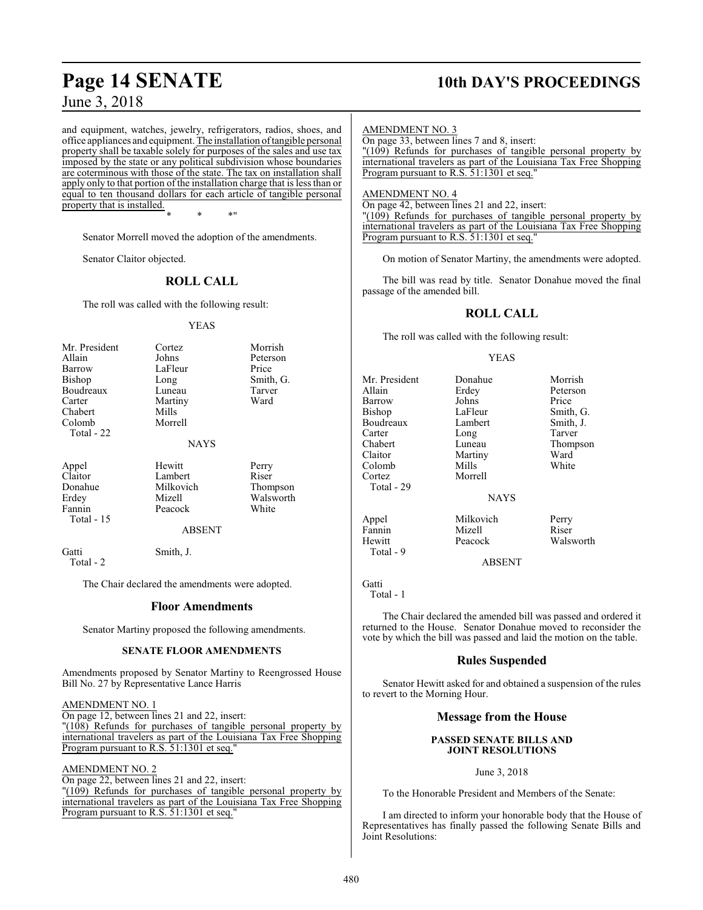and equipment, watches, jewelry, refrigerators, radios, shoes, and office appliances and equipment. The installation of tangible personal property shall be taxable solely for purposes of the sales and use tax imposed by the state or any political subdivision whose boundaries are coterminous with those of the state. The tax on installation shall apply only to that portion of the installation charge that is less than or equal to ten thousand dollars for each article of tangible personal property that is installed.

\* \* \*"

Senator Morrell moved the adoption of the amendments.

Senator Claitor objected.

## ROLL CALL

The roll was called with the following result:

YEAS

| | | |
|---|---|---|
| Mr. President | Cortez | Morrish |
| Allain | Johns | Peterson |
| Barrow | LaFleur | Price |
| Bishop | Long | Smith, G. |
| Boudreaux | Luneau | Tarver |
| Carter | Martiny | Ward |
| Chabert | Mills | |
| Colomb | Morrell | |

Total - 22

NAYS

| | | |
|---|---|---|
| Appel | Hewitt | Perry |
| Claitor | Lambert | Riser |
| Donahue | Milkovich | Thompson |
| Erdey | Mizell | Walsworth |
| Fannin | Peacock | White |

Total - 15

ABSENT

| | |
|---|---|
| Gatti | Smith, J. |

Total - 2

The Chair declared the amendments were adopted.

## Floor Amendments

Senator Martiny proposed the following amendments.

### SENATE FLOOR AMENDMENTS

Amendments proposed by Senator Martiny to Reengrossed House Bill No. 27 by Representative Lance Harris

AMENDMENT NO. 1

On page 12, between lines 21 and 22, insert:

"(108) Refunds for purchases of tangible personal property by international travelers as part of the Louisiana Tax Free Shopping Program pursuant to R.S. 51:1301 et seq."

AMENDMENT NO. 2

On page 22, between lines 21 and 22, insert:

"(109) Refunds for purchases of tangible personal property by international travelers as part of the Louisiana Tax Free Shopping Program pursuant to R.S. 51:1301 et seq."

AMENDMENT NO. 3

On page 33, between lines 7 and 8, insert:

"(109) Refunds for purchases of tangible personal property by international travelers as part of the Louisiana Tax Free Shopping Program pursuant to R.S. 51:1301 et seq."

AMENDMENT NO. 4

On page 42, between lines 21 and 22, insert:

"(109) Refunds for purchases of tangible personal property by international travelers as part of the Louisiana Tax Free Shopping Program pursuant to R.S. 51:1301 et seq."

On motion of Senator Martiny, the amendments were adopted.

The bill was read by title. Senator Donahue moved the final passage of the amended bill.

## ROLL CALL

The roll was called with the following result:

YEAS

| | | |
|---|---|---|
| Mr. President | Donahue | Morrish |
| Allain | Erdey | Peterson |
| Barrow | Johns | Price |
| Bishop | LaFleur | Smith, G. |
| Boudreaux | Lambert | Smith, J. |
| Carter | Long | Tarver |
| Chabert | Luneau | Thompson |
| Claitor | Martiny | Ward |
| Colomb | Mills | White |
| Cortez | Morrell | |

Total - 29

NAYS

| | | |
|---|---|---|
| Appel | Milkovich | Perry |
| Fannin | Mizell | Riser |
| Hewitt | Peacock | Walsworth |

Total - 9

ABSENT

Gatti

Total - 1

The Chair declared the amended bill was passed and ordered it returned to the House. Senator Donahue moved to reconsider the vote by which the bill was passed and laid the motion on the table.

## Rules Suspended

Senator Hewitt asked for and obtained a suspension of the rules to revert to the Morning Hour.

## Message from the House

### PASSED SENATE BILLS AND JOINT RESOLUTIONS

June 3, 2018

To the Honorable President and Members of the Senate:

I am directed to inform your honorable body that the House of Representatives has finally passed the following Senate Bills and Joint Resolutions: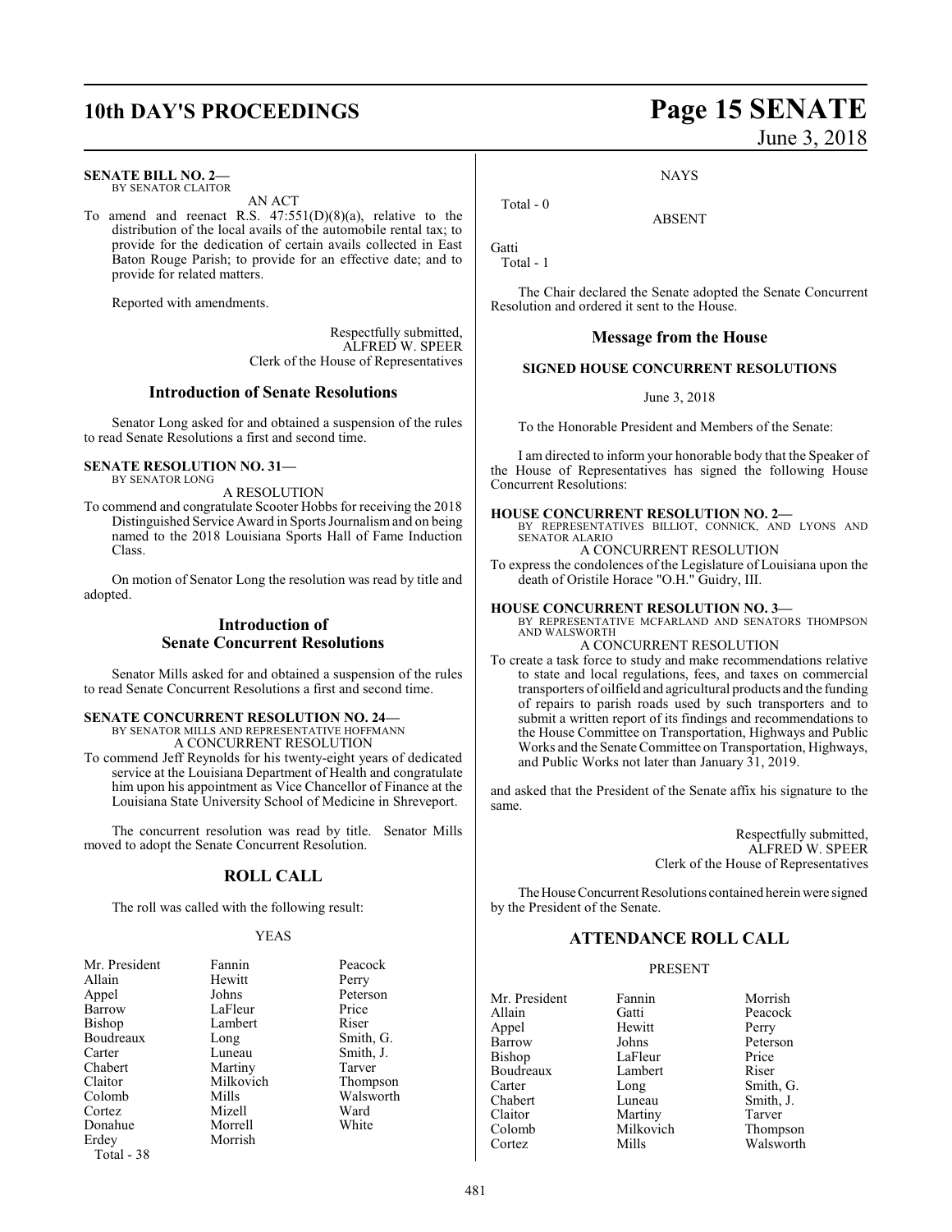**SENATE BILL NO. 2—**
BY SENATOR CLAITOR

AN ACT

To amend and reenact R.S. 47:551(D)(8)(a), relative to the distribution of the local avails of the automobile rental tax; to provide for the dedication of certain avails collected in East Baton Rouge Parish; to provide for an effective date; and to provide for related matters.

Reported with amendments.

Respectfully submitted,
ALFRED W. SPEER
Clerk of the House of Representatives

## Introduction of Senate Resolutions

Senator Long asked for and obtained a suspension of the rules to read Senate Resolutions a first and second time.

**SENATE RESOLUTION NO. 31—**
BY SENATOR LONG

A RESOLUTION

To commend and congratulate Scooter Hobbs for receiving the 2018 Distinguished Service Award in Sports Journalism and on being named to the 2018 Louisiana Sports Hall of Fame Induction Class.

On motion of Senator Long the resolution was read by title and adopted.

## Introduction of Senate Concurrent Resolutions

Senator Mills asked for and obtained a suspension of the rules to read Senate Concurrent Resolutions a first and second time.

**SENATE CONCURRENT RESOLUTION NO. 24—**
BY SENATOR MILLS AND REPRESENTATIVE HOFFMANN

A CONCURRENT RESOLUTION

To commend Jeff Reynolds for his twenty-eight years of dedicated service at the Louisiana Department of Health and congratulate him upon his appointment as Vice Chancellor of Finance at the Louisiana State University School of Medicine in Shreveport.

The concurrent resolution was read by title. Senator Mills moved to adopt the Senate Concurrent Resolution.

## ROLL CALL

The roll was called with the following result:

YEAS

| | | |
|---|---|---|
| Mr. President | Fannin | Peacock |
| Allain | Hewitt | Perry |
| Appel | Johns | Peterson |
| Barrow | LaFleur | Price |
| Bishop | Lambert | Riser |
| Boudreaux | Long | Smith, G. |
| Carter | Luneau | Smith, J. |
| Chabert | Martiny | Tarver |
| Claitor | Milkovich | Thompson |
| Colomb | Mills | Walsworth |
| Cortez | Mizell | Ward |
| Donahue | Morrell | White |
| Erdey | Morrish | |

Total - 38

NAYS

Total - 0

ABSENT

Gatti

Total - 1

The Chair declared the Senate adopted the Senate Concurrent Resolution and ordered it sent to the House.

## Message from the House

### SIGNED HOUSE CONCURRENT RESOLUTIONS

June 3, 2018

To the Honorable President and Members of the Senate:

I am directed to inform your honorable body that the Speaker of the House of Representatives has signed the following House Concurrent Resolutions:

**HOUSE CONCURRENT RESOLUTION NO. 2—**
BY REPRESENTATIVES BILLIOT, CONNICK, AND LYONS AND SENATOR ALARIO

A CONCURRENT RESOLUTION

To express the condolences of the Legislature of Louisiana upon the death of Oristile Horace "O.H." Guidry, III.

**HOUSE CONCURRENT RESOLUTION NO. 3—**
BY REPRESENTATIVE MCFARLAND AND SENATORS THOMPSON AND WALSWORTH

A CONCURRENT RESOLUTION

To create a task force to study and make recommendations relative to state and local regulations, fees, and taxes on commercial transporters of oilfield and agricultural products and the funding of repairs to parish roads used by such transporters and to submit a written report of its findings and recommendations to the House Committee on Transportation, Highways and Public Works and the Senate Committee on Transportation, Highways, and Public Works not later than January 31, 2019.

and asked that the President of the Senate affix his signature to the same.

Respectfully submitted,
ALFRED W. SPEER
Clerk of the House of Representatives

The House Concurrent Resolutions contained herein were signed by the President of the Senate.

## ATTENDANCE ROLL CALL

PRESENT

| | | |
|---|---|---|
| Mr. President | Fannin | Morrish |
| Allain | Gatti | Peacock |
| Appel | Hewitt | Perry |
| Barrow | Johns | Peterson |
| Bishop | LaFleur | Price |
| Boudreaux | Lambert | Riser |
| Carter | Long | Smith, G. |
| Chabert | Luneau | Smith, J. |
| Claitor | Martiny | Tarver |
| Colomb | Milkovich | Thompson |
| Cortez | Mills | Walsworth |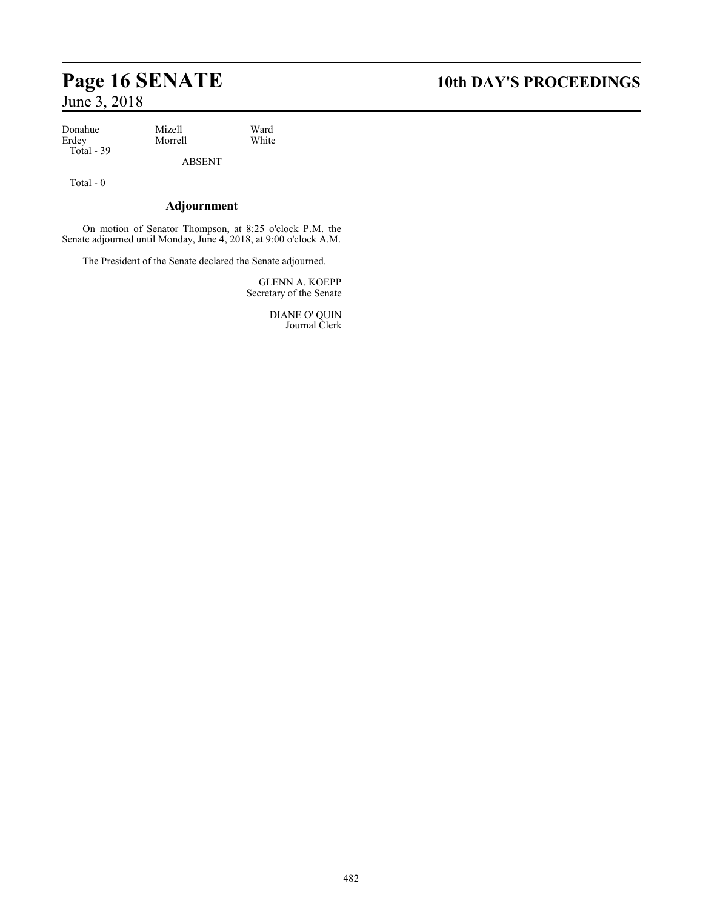| | | |
|---|---|---|
| Donahue | Mizell | Ward |
| Erdey | Morrell | White |

Total - 39

ABSENT

Total - 0

## Adjournment

On motion of Senator Thompson, at 8:25 o'clock P.M. the Senate adjourned until Monday, June 4, 2018, at 9:00 o'clock A.M.

The President of the Senate declared the Senate adjourned.

GLENN A. KOEPP
Secretary of the Senate

DIANE O' QUIN
Journal Clerk